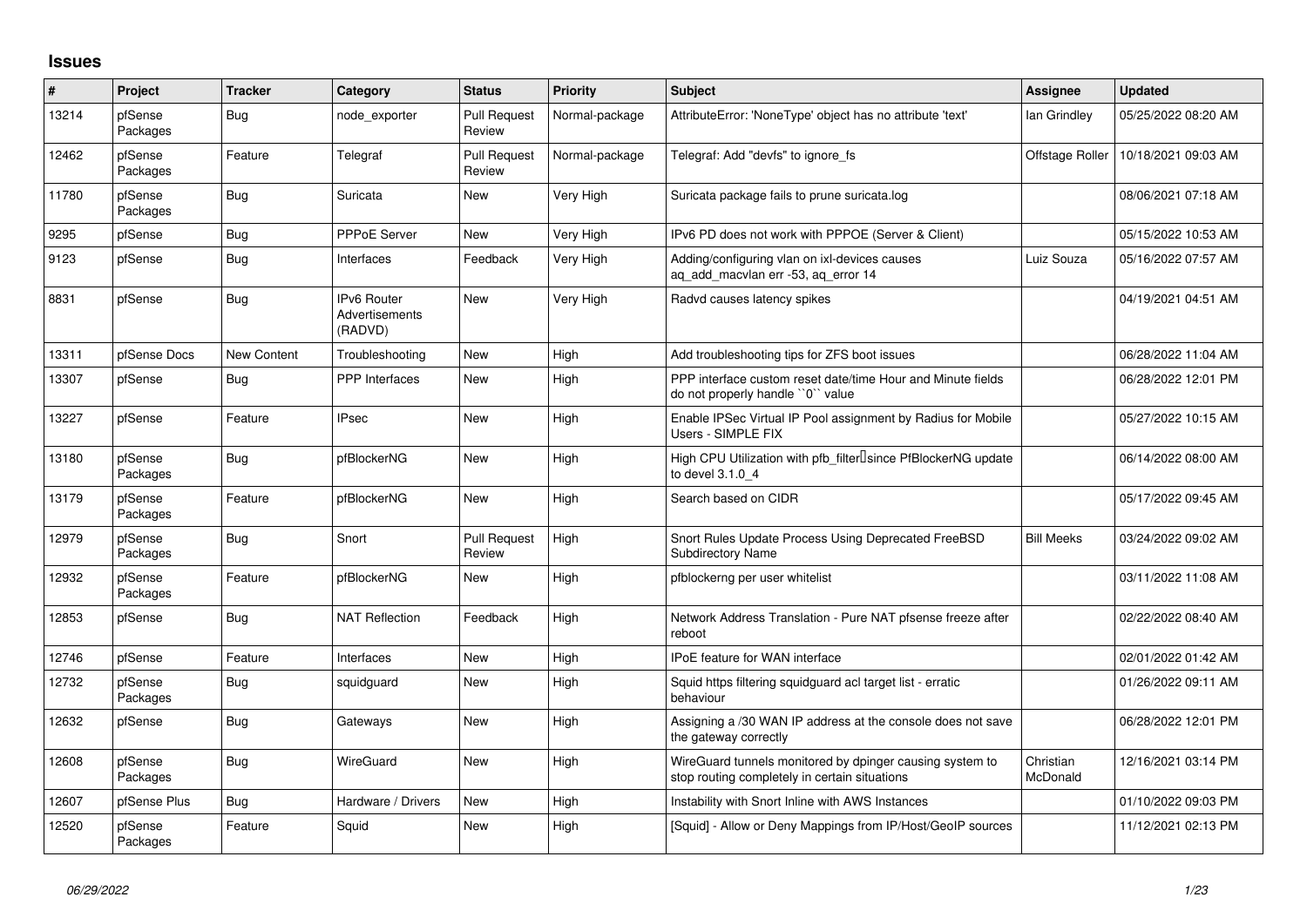## Issues

| # | Project | Tracker | Category | Status | Priority | Subject | Assignee | Updated |
|---|---|---|---|---|---|---|---|---|
| 13214 | pfSense Packages | Bug | node_exporter | Pull Request Review | Normal-package | AttributeError: 'NoneType' object has no attribute 'text' | Ian Grindley | 05/25/2022 08:20 AM |
| 12462 | pfSense Packages | Feature | Telegraf | Pull Request Review | Normal-package | Telegraf: Add "devfs" to ignore_fs | Offstage Roller | 10/18/2021 09:03 AM |
| 11780 | pfSense Packages | Bug | Suricata | New | Very High | Suricata package fails to prune suricata.log | | 08/06/2021 07:18 AM |
| 9295 | pfSense | Bug | PPPoE Server | New | Very High | IPv6 PD does not work with PPPOE (Server & Client) | | 05/15/2022 10:53 AM |
| 9123 | pfSense | Bug | Interfaces | Feedback | Very High | Adding/configuring vlan on ixl-devices causes aq_add_macvlan err -53, aq_error 14 | Luiz Souza | 05/16/2022 07:57 AM |
| 8831 | pfSense | Bug | IPv6 Router Advertisements (RADVD) | New | Very High | Radvd causes latency spikes | | 04/19/2021 04:51 AM |
| 13311 | pfSense Docs | New Content | Troubleshooting | New | High | Add troubleshooting tips for ZFS boot issues | | 06/28/2022 11:04 AM |
| 13307 | pfSense | Bug | PPP Interfaces | New | High | PPP interface custom reset date/time Hour and Minute fields do not properly handle ``0`` value | | 06/28/2022 12:01 PM |
| 13227 | pfSense | Feature | IPsec | New | High | Enable IPSec Virtual IP Pool assignment by Radius for Mobile Users - SIMPLE FIX | | 05/27/2022 10:15 AM |
| 13180 | pfSense Packages | Bug | pfBlockerNG | New | High | High CPU Utilization with pfb_filter since PfBlockerNG update to devel 3.1.0_4 | | 06/14/2022 08:00 AM |
| 13179 | pfSense Packages | Feature | pfBlockerNG | New | High | Search based on CIDR | | 05/17/2022 09:45 AM |
| 12979 | pfSense Packages | Bug | Snort | Pull Request Review | High | Snort Rules Update Process Using Deprecated FreeBSD Subdirectory Name | Bill Meeks | 03/24/2022 09:02 AM |
| 12932 | pfSense Packages | Feature | pfBlockerNG | New | High | pfblockerng per user whitelist | | 03/11/2022 11:08 AM |
| 12853 | pfSense | Bug | NAT Reflection | Feedback | High | Network Address Translation - Pure NAT pfsense freeze after reboot | | 02/22/2022 08:40 AM |
| 12746 | pfSense | Feature | Interfaces | New | High | IPoE feature for WAN interface | | 02/01/2022 01:42 AM |
| 12732 | pfSense Packages | Bug | squidguard | New | High | Squid https filtering squidguard acl target list - erratic behaviour | | 01/26/2022 09:11 AM |
| 12632 | pfSense | Bug | Gateways | New | High | Assigning a /30 WAN IP address at the console does not save the gateway correctly | | 06/28/2022 12:01 PM |
| 12608 | pfSense Packages | Bug | WireGuard | New | High | WireGuard tunnels monitored by dpinger causing system to stop routing completely in certain situations | Christian McDonald | 12/16/2021 03:14 PM |
| 12607 | pfSense Plus | Bug | Hardware / Drivers | New | High | Instability with Snort Inline with AWS Instances | | 01/10/2022 09:03 PM |
| 12520 | pfSense Packages | Feature | Squid | New | High | [Squid] - Allow or Deny Mappings from IP/Host/GeoIP sources | | 11/12/2021 02:13 PM |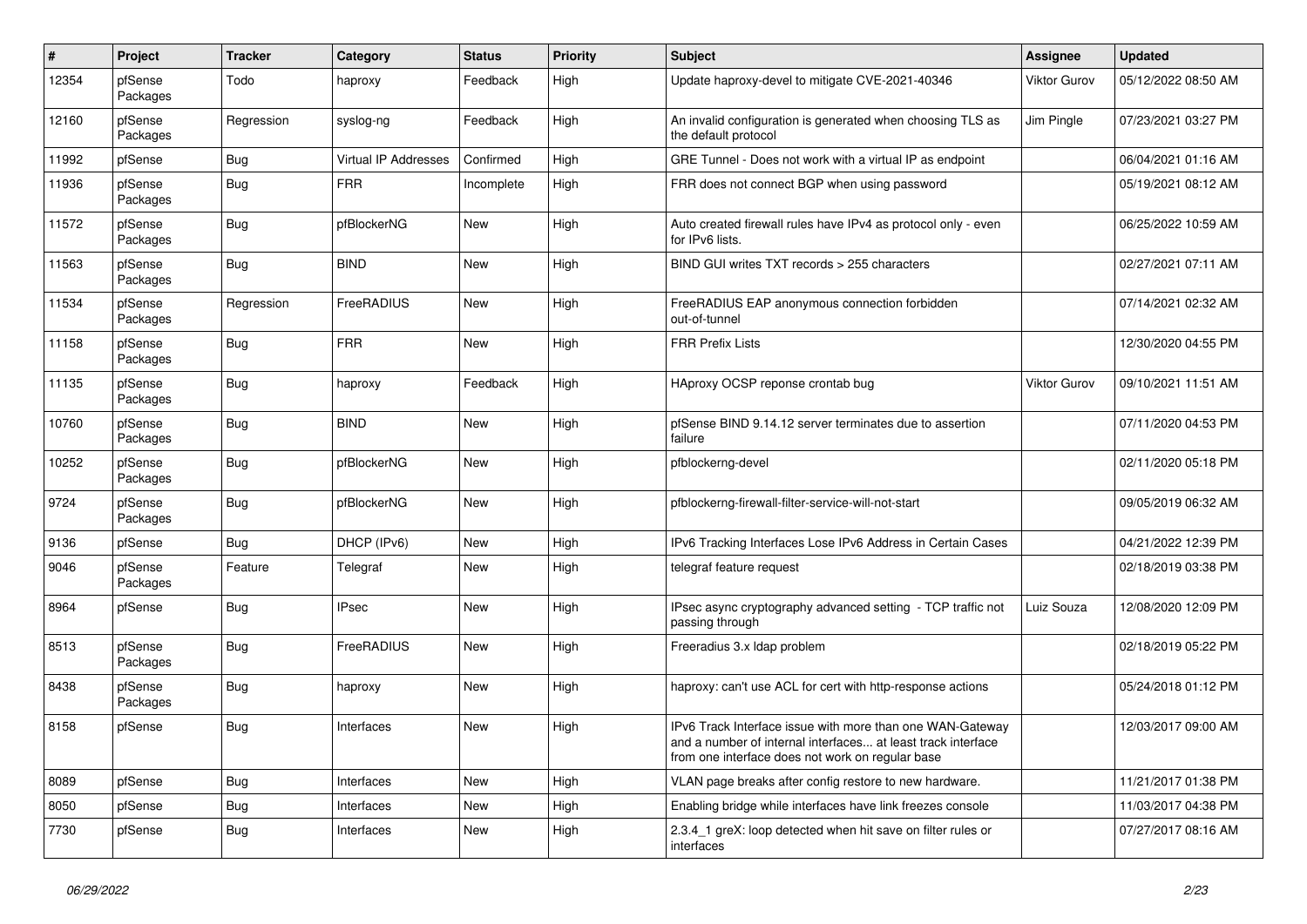| # | Project | Tracker | Category | Status | Priority | Subject | Assignee | Updated |
|---|---|---|---|---|---|---|---|---|
| 12354 | pfSense Packages | Todo | haproxy | Feedback | High | Update haproxy-devel to mitigate CVE-2021-40346 | Viktor Gurov | 05/12/2022 08:50 AM |
| 12160 | pfSense Packages | Regression | syslog-ng | Feedback | High | An invalid configuration is generated when choosing TLS as the default protocol | Jim Pingle | 07/23/2021 03:27 PM |
| 11992 | pfSense | Bug | Virtual IP Addresses | Confirmed | High | GRE Tunnel - Does not work with a virtual IP as endpoint | | 06/04/2021 01:16 AM |
| 11936 | pfSense Packages | Bug | FRR | Incomplete | High | FRR does not connect BGP when using password | | 05/19/2021 08:12 AM |
| 11572 | pfSense Packages | Bug | pfBlockerNG | New | High | Auto created firewall rules have IPv4 as protocol only - even for IPv6 lists. | | 06/25/2022 10:59 AM |
| 11563 | pfSense Packages | Bug | BIND | New | High | BIND GUI writes TXT records > 255 characters | | 02/27/2021 07:11 AM |
| 11534 | pfSense Packages | Regression | FreeRADIUS | New | High | FreeRADIUS EAP anonymous connection forbidden out-of-tunnel | | 07/14/2021 02:32 AM |
| 11158 | pfSense Packages | Bug | FRR | New | High | FRR Prefix Lists | | 12/30/2020 04:55 PM |
| 11135 | pfSense Packages | Bug | haproxy | Feedback | High | HAproxy OCSP reponse crontab bug | Viktor Gurov | 09/10/2021 11:51 AM |
| 10760 | pfSense Packages | Bug | BIND | New | High | pfSense BIND 9.14.12 server terminates due to assertion failure | | 07/11/2020 04:53 PM |
| 10252 | pfSense Packages | Bug | pfBlockerNG | New | High | pfblockerng-devel | | 02/11/2020 05:18 PM |
| 9724 | pfSense Packages | Bug | pfBlockerNG | New | High | pfblockerng-firewall-filter-service-will-not-start | | 09/05/2019 06:32 AM |
| 9136 | pfSense | Bug | DHCP (IPv6) | New | High | IPv6 Tracking Interfaces Lose IPv6 Address in Certain Cases | | 04/21/2022 12:39 PM |
| 9046 | pfSense Packages | Feature | Telegraf | New | High | telegraf feature request | | 02/18/2019 03:38 PM |
| 8964 | pfSense | Bug | IPsec | New | High | IPsec async cryptography advanced setting - TCP traffic not passing through | Luiz Souza | 12/08/2020 12:09 PM |
| 8513 | pfSense Packages | Bug | FreeRADIUS | New | High | Freeradius 3.x ldap problem | | 02/18/2019 05:22 PM |
| 8438 | pfSense Packages | Bug | haproxy | New | High | haproxy: can't use ACL for cert with http-response actions | | 05/24/2018 01:12 PM |
| 8158 | pfSense | Bug | Interfaces | New | High | IPv6 Track Interface issue with more than one WAN-Gateway and a number of internal interfaces... at least track interface from one interface does not work on regular base | | 12/03/2017 09:00 AM |
| 8089 | pfSense | Bug | Interfaces | New | High | VLAN page breaks after config restore to new hardware. | | 11/21/2017 01:38 PM |
| 8050 | pfSense | Bug | Interfaces | New | High | Enabling bridge while interfaces have link freezes console | | 11/03/2017 04:38 PM |
| 7730 | pfSense | Bug | Interfaces | New | High | 2.3.4_1 greX: loop detected when hit save on filter rules or interfaces | | 07/27/2017 08:16 AM |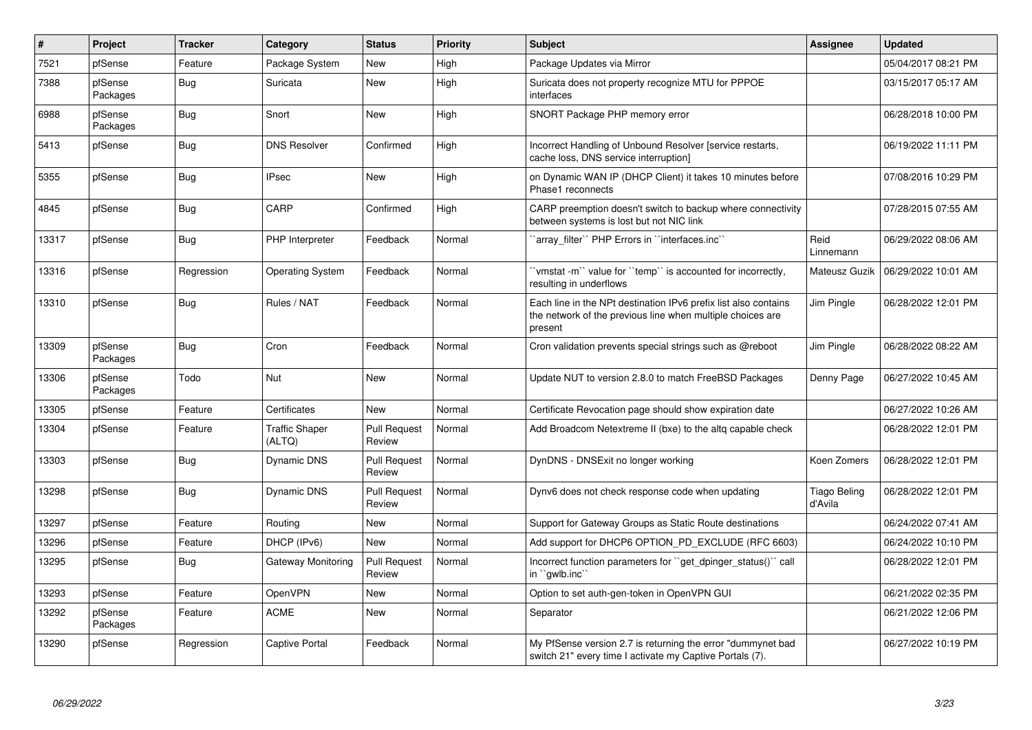| # | Project | Tracker | Category | Status | Priority | Subject | Assignee | Updated |
|---|---|---|---|---|---|---|---|---|
| 7521 | pfSense | Feature | Package System | New | High | Package Updates via Mirror | | 05/04/2017 08:21 PM |
| 7388 | pfSense Packages | Bug | Suricata | New | High | Suricata does not property recognize MTU for PPPOE interfaces | | 03/15/2017 05:17 AM |
| 6988 | pfSense Packages | Bug | Snort | New | High | SNORT Package PHP memory error | | 06/28/2018 10:00 PM |
| 5413 | pfSense | Bug | DNS Resolver | Confirmed | High | Incorrect Handling of Unbound Resolver [service restarts, cache loss, DNS service interruption] | | 06/19/2022 11:11 PM |
| 5355 | pfSense | Bug | IPsec | New | High | on Dynamic WAN IP (DHCP Client) it takes 10 minutes before Phase1 reconnects | | 07/08/2016 10:29 PM |
| 4845 | pfSense | Bug | CARP | Confirmed | High | CARP preemption doesn't switch to backup where connectivity between systems is lost but not NIC link | | 07/28/2015 07:55 AM |
| 13317 | pfSense | Bug | PHP Interpreter | Feedback | Normal | ``array_filter`` PHP Errors in ``interfaces.inc`` | Reid Linnemann | 06/29/2022 08:06 AM |
| 13316 | pfSense | Regression | Operating System | Feedback | Normal | ``vmstat -m`` value for ``temp`` is accounted for incorrectly, resulting in underflows | Mateusz Guzik | 06/29/2022 10:01 AM |
| 13310 | pfSense | Bug | Rules / NAT | Feedback | Normal | Each line in the NPt destination IPv6 prefix list also contains the network of the previous line when multiple choices are present | Jim Pingle | 06/28/2022 12:01 PM |
| 13309 | pfSense Packages | Bug | Cron | Feedback | Normal | Cron validation prevents special strings such as @reboot | Jim Pingle | 06/28/2022 08:22 AM |
| 13306 | pfSense Packages | Todo | Nut | New | Normal | Update NUT to version 2.8.0 to match FreeBSD Packages | Denny Page | 06/27/2022 10:45 AM |
| 13305 | pfSense | Feature | Certificates | New | Normal | Certificate Revocation page should show expiration date | | 06/27/2022 10:26 AM |
| 13304 | pfSense | Feature | Traffic Shaper (ALTQ) | Pull Request Review | Normal | Add Broadcom Netextreme II (bxe) to the altq capable check | | 06/28/2022 12:01 PM |
| 13303 | pfSense | Bug | Dynamic DNS | Pull Request Review | Normal | DynDNS - DNSExit no longer working | Koen Zomers | 06/28/2022 12:01 PM |
| 13298 | pfSense | Bug | Dynamic DNS | Pull Request Review | Normal | Dynv6 does not check response code when updating | Tiago Beling d'Avila | 06/28/2022 12:01 PM |
| 13297 | pfSense | Feature | Routing | New | Normal | Support for Gateway Groups as Static Route destinations | | 06/24/2022 07:41 AM |
| 13296 | pfSense | Feature | DHCP (IPv6) | New | Normal | Add support for DHCP6 OPTION_PD_EXCLUDE (RFC 6603) | | 06/24/2022 10:10 PM |
| 13295 | pfSense | Bug | Gateway Monitoring | Pull Request Review | Normal | Incorrect function parameters for ``get_dpinger_status()`` call in ``gwlb.inc`` | | 06/28/2022 12:01 PM |
| 13293 | pfSense | Feature | OpenVPN | New | Normal | Option to set auth-gen-token in OpenVPN GUI | | 06/21/2022 02:35 PM |
| 13292 | pfSense Packages | Feature | ACME | New | Normal | Separator | | 06/21/2022 12:06 PM |
| 13290 | pfSense | Regression | Captive Portal | Feedback | Normal | My PfSense version 2.7 is returning the error "dummynet bad switch 21" every time I activate my Captive Portals (7). | | 06/27/2022 10:19 PM |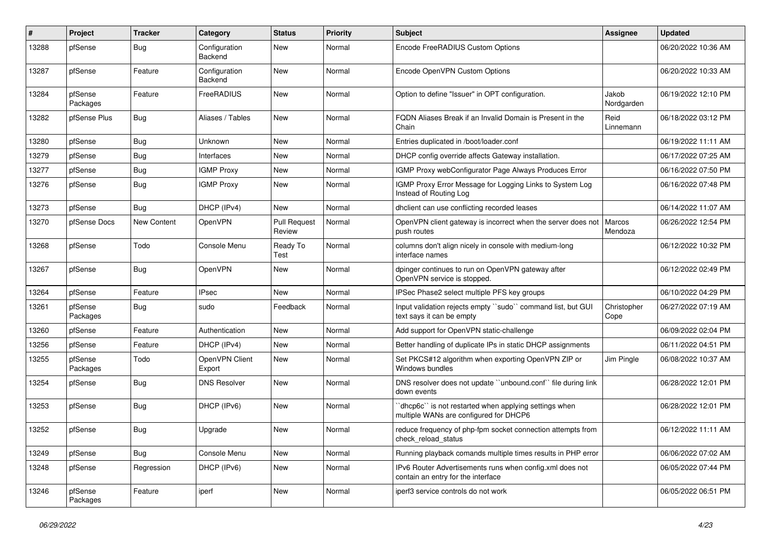| # | Project | Tracker | Category | Status | Priority | Subject | Assignee | Updated |
|---|---|---|---|---|---|---|---|---|
| 13288 | pfSense | Bug | Configuration Backend | New | Normal | Encode FreeRADIUS Custom Options | | 06/20/2022 10:36 AM |
| 13287 | pfSense | Feature | Configuration Backend | New | Normal | Encode OpenVPN Custom Options | | 06/20/2022 10:33 AM |
| 13284 | pfSense Packages | Feature | FreeRADIUS | New | Normal | Option to define "Issuer" in OPT configuration. | Jakob Nordgarden | 06/19/2022 12:10 PM |
| 13282 | pfSense Plus | Bug | Aliases / Tables | New | Normal | FQDN Aliases Break if an Invalid Domain is Present in the Chain | Reid Linnemann | 06/18/2022 03:12 PM |
| 13280 | pfSense | Bug | Unknown | New | Normal | Entries duplicated in /boot/loader.conf | | 06/19/2022 11:11 AM |
| 13279 | pfSense | Bug | Interfaces | New | Normal | DHCP config override affects Gateway installation. | | 06/17/2022 07:25 AM |
| 13277 | pfSense | Bug | IGMP Proxy | New | Normal | IGMP Proxy webConfigurator Page Always Produces Error | | 06/16/2022 07:50 PM |
| 13276 | pfSense | Bug | IGMP Proxy | New | Normal | IGMP Proxy Error Message for Logging Links to System Log Instead of Routing Log | | 06/16/2022 07:48 PM |
| 13273 | pfSense | Bug | DHCP (IPv4) | New | Normal | dhclient can use conflicting recorded leases | | 06/14/2022 11:07 AM |
| 13270 | pfSense Docs | New Content | OpenVPN | Pull Request Review | Normal | OpenVPN client gateway is incorrect when the server does not push routes | Marcos Mendoza | 06/26/2022 12:54 PM |
| 13268 | pfSense | Todo | Console Menu | Ready To Test | Normal | columns don't align nicely in console with medium-long interface names | | 06/12/2022 10:32 PM |
| 13267 | pfSense | Bug | OpenVPN | New | Normal | dpinger continues to run on OpenVPN gateway after OpenVPN service is stopped. | | 06/12/2022 02:49 PM |
| 13264 | pfSense | Feature | IPsec | New | Normal | IPSec Phase2 select multiple PFS key groups | | 06/10/2022 04:29 PM |
| 13261 | pfSense Packages | Bug | sudo | Feedback | Normal | Input validation rejects empty ``sudo`` command list, but GUI text says it can be empty | Christopher Cope | 06/27/2022 07:19 AM |
| 13260 | pfSense | Feature | Authentication | New | Normal | Add support for OpenVPN static-challenge | | 06/09/2022 02:04 PM |
| 13256 | pfSense | Feature | DHCP (IPv4) | New | Normal | Better handling of duplicate IPs in static DHCP assignments | | 06/11/2022 04:51 PM |
| 13255 | pfSense Packages | Todo | OpenVPN Client Export | New | Normal | Set PKCS#12 algorithm when exporting OpenVPN ZIP or Windows bundles | Jim Pingle | 06/08/2022 10:37 AM |
| 13254 | pfSense | Bug | DNS Resolver | New | Normal | DNS resolver does not update ``unbound.conf`` file during link down events | | 06/28/2022 12:01 PM |
| 13253 | pfSense | Bug | DHCP (IPv6) | New | Normal | ``dhcp6c`` is not restarted when applying settings when multiple WANs are configured for DHCP6 | | 06/28/2022 12:01 PM |
| 13252 | pfSense | Bug | Upgrade | New | Normal | reduce frequency of php-fpm socket connection attempts from check_reload_status | | 06/12/2022 11:11 AM |
| 13249 | pfSense | Bug | Console Menu | New | Normal | Running playback comands multiple times results in PHP error | | 06/06/2022 07:02 AM |
| 13248 | pfSense | Regression | DHCP (IPv6) | New | Normal | IPv6 Router Advertisements runs when config.xml does not contain an entry for the interface | | 06/05/2022 07:44 PM |
| 13246 | pfSense Packages | Feature | iperf | New | Normal | iperf3 service controls do not work | | 06/05/2022 06:51 PM |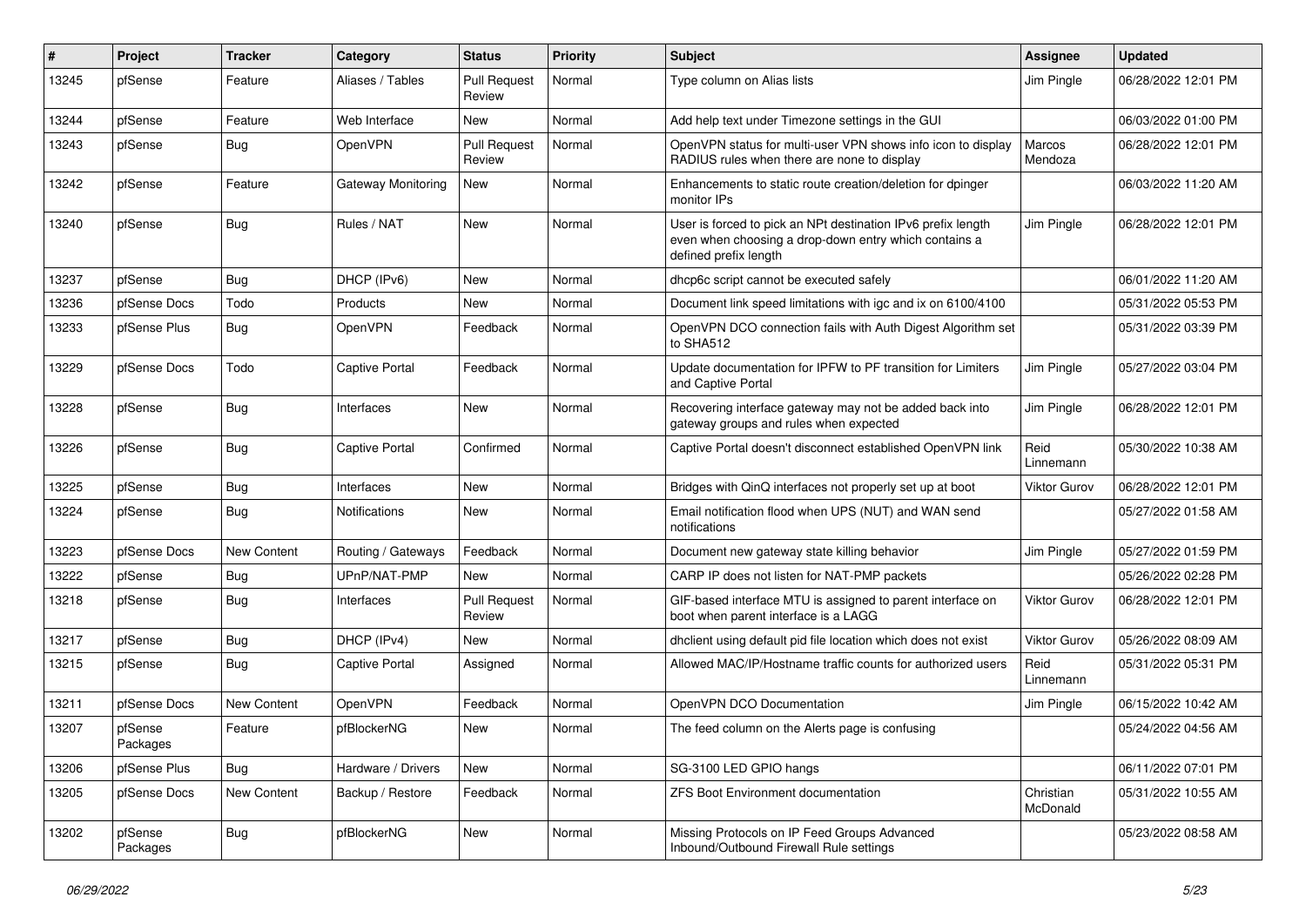| # | Project | Tracker | Category | Status | Priority | Subject | Assignee | Updated |
|---|---|---|---|---|---|---|---|---|
| 13245 | pfSense | Feature | Aliases / Tables | Pull Request Review | Normal | Type column on Alias lists | Jim Pingle | 06/28/2022 12:01 PM |
| 13244 | pfSense | Feature | Web Interface | New | Normal | Add help text under Timezone settings in the GUI | | 06/03/2022 01:00 PM |
| 13243 | pfSense | Bug | OpenVPN | Pull Request Review | Normal | OpenVPN status for multi-user VPN shows info icon to display RADIUS rules when there are none to display | Marcos Mendoza | 06/28/2022 12:01 PM |
| 13242 | pfSense | Feature | Gateway Monitoring | New | Normal | Enhancements to static route creation/deletion for dpinger monitor IPs | | 06/03/2022 11:20 AM |
| 13240 | pfSense | Bug | Rules / NAT | New | Normal | User is forced to pick an NPt destination IPv6 prefix length even when choosing a drop-down entry which contains a defined prefix length | Jim Pingle | 06/28/2022 12:01 PM |
| 13237 | pfSense | Bug | DHCP (IPv6) | New | Normal | dhcp6c script cannot be executed safely | | 06/01/2022 11:20 AM |
| 13236 | pfSense Docs | Todo | Products | New | Normal | Document link speed limitations with igc and ix on 6100/4100 | | 05/31/2022 05:53 PM |
| 13233 | pfSense Plus | Bug | OpenVPN | Feedback | Normal | OpenVPN DCO connection fails with Auth Digest Algorithm set to SHA512 | | 05/31/2022 03:39 PM |
| 13229 | pfSense Docs | Todo | Captive Portal | Feedback | Normal | Update documentation for IPFW to PF transition for Limiters and Captive Portal | Jim Pingle | 05/27/2022 03:04 PM |
| 13228 | pfSense | Bug | Interfaces | New | Normal | Recovering interface gateway may not be added back into gateway groups and rules when expected | Jim Pingle | 06/28/2022 12:01 PM |
| 13226 | pfSense | Bug | Captive Portal | Confirmed | Normal | Captive Portal doesn't disconnect established OpenVPN link | Reid Linnemann | 05/30/2022 10:38 AM |
| 13225 | pfSense | Bug | Interfaces | New | Normal | Bridges with QinQ interfaces not properly set up at boot | Viktor Gurov | 06/28/2022 12:01 PM |
| 13224 | pfSense | Bug | Notifications | New | Normal | Email notification flood when UPS (NUT) and WAN send notifications | | 05/27/2022 01:58 AM |
| 13223 | pfSense Docs | New Content | Routing / Gateways | Feedback | Normal | Document new gateway state killing behavior | Jim Pingle | 05/27/2022 01:59 PM |
| 13222 | pfSense | Bug | UPnP/NAT-PMP | New | Normal | CARP IP does not listen for NAT-PMP packets | | 05/26/2022 02:28 PM |
| 13218 | pfSense | Bug | Interfaces | Pull Request Review | Normal | GIF-based interface MTU is assigned to parent interface on boot when parent interface is a LAGG | Viktor Gurov | 06/28/2022 12:01 PM |
| 13217 | pfSense | Bug | DHCP (IPv4) | New | Normal | dhclient using default pid file location which does not exist | Viktor Gurov | 05/26/2022 08:09 AM |
| 13215 | pfSense | Bug | Captive Portal | Assigned | Normal | Allowed MAC/IP/Hostname traffic counts for authorized users | Reid Linnemann | 05/31/2022 05:31 PM |
| 13211 | pfSense Docs | New Content | OpenVPN | Feedback | Normal | OpenVPN DCO Documentation | Jim Pingle | 06/15/2022 10:42 AM |
| 13207 | pfSense Packages | Feature | pfBlockerNG | New | Normal | The feed column on the Alerts page is confusing | | 05/24/2022 04:56 AM |
| 13206 | pfSense Plus | Bug | Hardware / Drivers | New | Normal | SG-3100 LED GPIO hangs | | 06/11/2022 07:01 PM |
| 13205 | pfSense Docs | New Content | Backup / Restore | Feedback | Normal | ZFS Boot Environment documentation | Christian McDonald | 05/31/2022 10:55 AM |
| 13202 | pfSense Packages | Bug | pfBlockerNG | New | Normal | Missing Protocols on IP Feed Groups Advanced Inbound/Outbound Firewall Rule settings | | 05/23/2022 08:58 AM |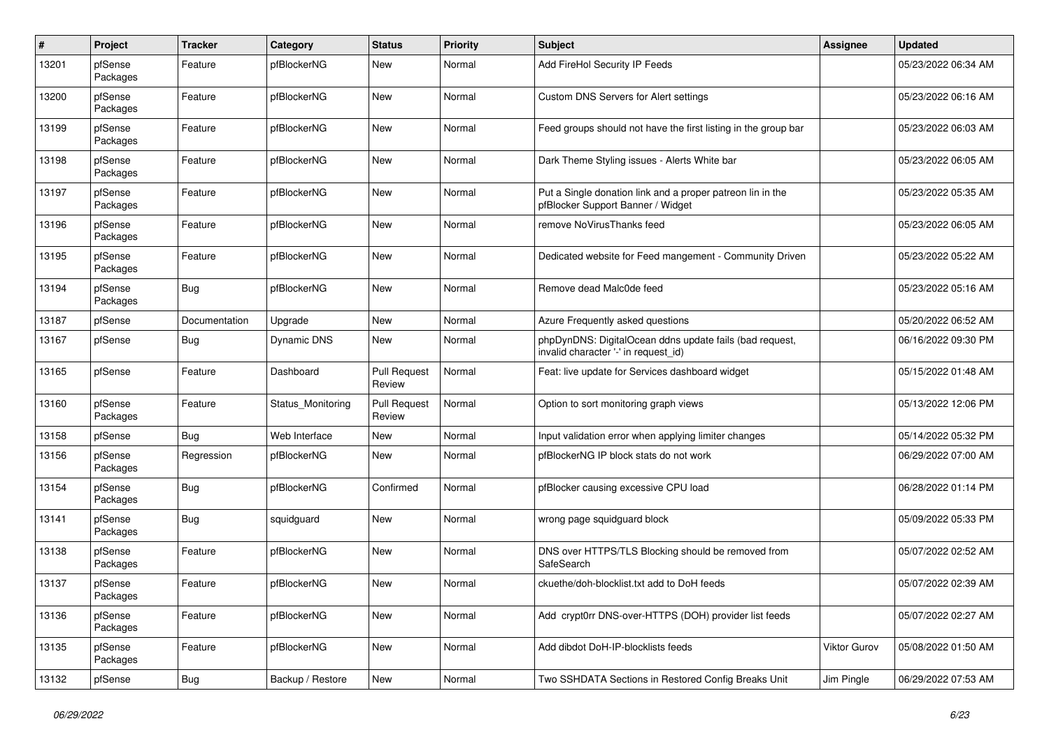| # | Project | Tracker | Category | Status | Priority | Subject | Assignee | Updated |
|---|---|---|---|---|---|---|---|---|
| 13201 | pfSense Packages | Feature | pfBlockerNG | New | Normal | Add FireHol Security IP Feeds | | 05/23/2022 06:34 AM |
| 13200 | pfSense Packages | Feature | pfBlockerNG | New | Normal | Custom DNS Servers for Alert settings | | 05/23/2022 06:16 AM |
| 13199 | pfSense Packages | Feature | pfBlockerNG | New | Normal | Feed groups should not have the first listing in the group bar | | 05/23/2022 06:03 AM |
| 13198 | pfSense Packages | Feature | pfBlockerNG | New | Normal | Dark Theme Styling issues - Alerts White bar | | 05/23/2022 06:05 AM |
| 13197 | pfSense Packages | Feature | pfBlockerNG | New | Normal | Put a Single donation link and a proper patreon lin in the pfBlocker Support Banner / Widget | | 05/23/2022 05:35 AM |
| 13196 | pfSense Packages | Feature | pfBlockerNG | New | Normal | remove NoVirusThanks feed | | 05/23/2022 06:05 AM |
| 13195 | pfSense Packages | Feature | pfBlockerNG | New | Normal | Dedicated website for Feed mangement - Community Driven | | 05/23/2022 05:22 AM |
| 13194 | pfSense Packages | Bug | pfBlockerNG | New | Normal | Remove dead Malc0de feed | | 05/23/2022 05:16 AM |
| 13187 | pfSense | Documentation | Upgrade | New | Normal | Azure Frequently asked questions | | 05/20/2022 06:52 AM |
| 13167 | pfSense | Bug | Dynamic DNS | New | Normal | phpDynDNS: DigitalOcean ddns update fails (bad request, invalid character '-' in request_id) | | 06/16/2022 09:30 PM |
| 13165 | pfSense | Feature | Dashboard | Pull Request Review | Normal | Feat: live update for Services dashboard widget | | 05/15/2022 01:48 AM |
| 13160 | pfSense Packages | Feature | Status_Monitoring | Pull Request Review | Normal | Option to sort monitoring graph views | | 05/13/2022 12:06 PM |
| 13158 | pfSense | Bug | Web Interface | New | Normal | Input validation error when applying limiter changes | | 05/14/2022 05:32 PM |
| 13156 | pfSense Packages | Regression | pfBlockerNG | New | Normal | pfBlockerNG IP block stats do not work | | 06/29/2022 07:00 AM |
| 13154 | pfSense Packages | Bug | pfBlockerNG | Confirmed | Normal | pfBlocker causing excessive CPU load | | 06/28/2022 01:14 PM |
| 13141 | pfSense Packages | Bug | squidguard | New | Normal | wrong page squidguard block | | 05/09/2022 05:33 PM |
| 13138 | pfSense Packages | Feature | pfBlockerNG | New | Normal | DNS over HTTPS/TLS Blocking should be removed from SafeSearch | | 05/07/2022 02:52 AM |
| 13137 | pfSense Packages | Feature | pfBlockerNG | New | Normal | ckuethe/doh-blocklist.txt add to DoH feeds | | 05/07/2022 02:39 AM |
| 13136 | pfSense Packages | Feature | pfBlockerNG | New | Normal | Add crypt0rr DNS-over-HTTPS (DOH) provider list feeds | | 05/07/2022 02:27 AM |
| 13135 | pfSense Packages | Feature | pfBlockerNG | New | Normal | Add dibdot DoH-IP-blocklists feeds | Viktor Gurov | 05/08/2022 01:50 AM |
| 13132 | pfSense | Bug | Backup / Restore | New | Normal | Two SSHDATA Sections in Restored Config Breaks Unit | Jim Pingle | 06/29/2022 07:53 AM |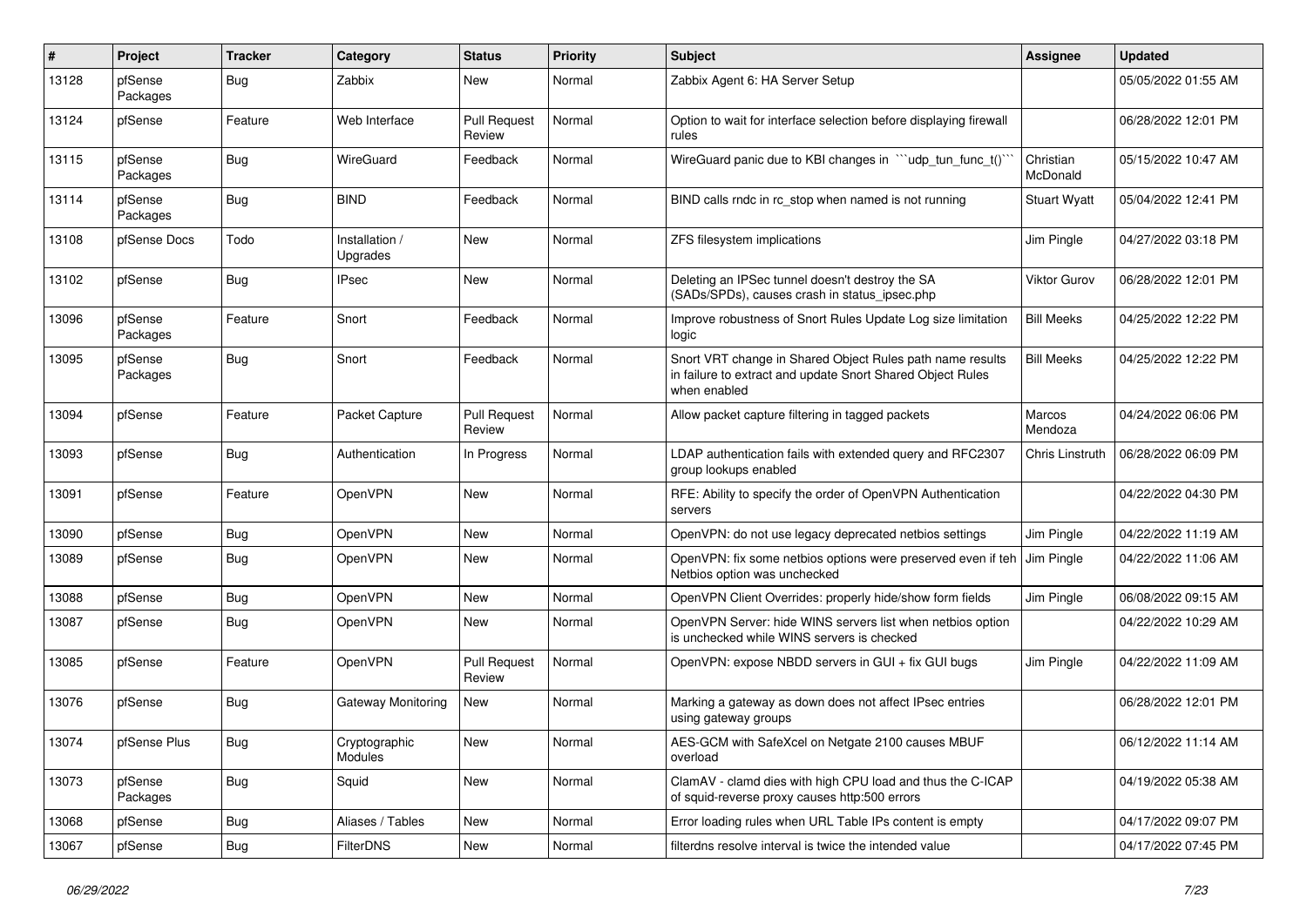| # | Project | Tracker | Category | Status | Priority | Subject | Assignee | Updated |
|---|---|---|---|---|---|---|---|---|
| 13128 | pfSense Packages | Bug | Zabbix | New | Normal | Zabbix Agent 6: HA Server Setup | | 05/05/2022 01:55 AM |
| 13124 | pfSense | Feature | Web Interface | Pull Request Review | Normal | Option to wait for interface selection before displaying firewall rules | | 06/28/2022 12:01 PM |
| 13115 | pfSense Packages | Bug | WireGuard | Feedback | Normal | WireGuard panic due to KBI changes in ```udp_tun_func_t()``` | Christian McDonald | 05/15/2022 10:47 AM |
| 13114 | pfSense Packages | Bug | BIND | Feedback | Normal | BIND calls rndc in rc_stop when named is not running | Stuart Wyatt | 05/04/2022 12:41 PM |
| 13108 | pfSense Docs | Todo | Installation / Upgrades | New | Normal | ZFS filesystem implications | Jim Pingle | 04/27/2022 03:18 PM |
| 13102 | pfSense | Bug | IPsec | New | Normal | Deleting an IPSec tunnel doesn't destroy the SA (SADs/SPDs), causes crash in status_ipsec.php | Viktor Gurov | 06/28/2022 12:01 PM |
| 13096 | pfSense Packages | Feature | Snort | Feedback | Normal | Improve robustness of Snort Rules Update Log size limitation logic | Bill Meeks | 04/25/2022 12:22 PM |
| 13095 | pfSense Packages | Bug | Snort | Feedback | Normal | Snort VRT change in Shared Object Rules path name results in failure to extract and update Snort Shared Object Rules when enabled | Bill Meeks | 04/25/2022 12:22 PM |
| 13094 | pfSense | Feature | Packet Capture | Pull Request Review | Normal | Allow packet capture filtering in tagged packets | Marcos Mendoza | 04/24/2022 06:06 PM |
| 13093 | pfSense | Bug | Authentication | In Progress | Normal | LDAP authentication fails with extended query and RFC2307 group lookups enabled | Chris Linstruth | 06/28/2022 06:09 PM |
| 13091 | pfSense | Feature | OpenVPN | New | Normal | RFE: Ability to specify the order of OpenVPN Authentication servers | | 04/22/2022 04:30 PM |
| 13090 | pfSense | Bug | OpenVPN | New | Normal | OpenVPN: do not use legacy deprecated netbios settings | Jim Pingle | 04/22/2022 11:19 AM |
| 13089 | pfSense | Bug | OpenVPN | New | Normal | OpenVPN: fix some netbios options were preserved even if teh Netbios option was unchecked | Jim Pingle | 04/22/2022 11:06 AM |
| 13088 | pfSense | Bug | OpenVPN | New | Normal | OpenVPN Client Overrides: properly hide/show form fields | Jim Pingle | 06/08/2022 09:15 AM |
| 13087 | pfSense | Bug | OpenVPN | New | Normal | OpenVPN Server: hide WINS servers list when netbios option is unchecked while WINS servers is checked | | 04/22/2022 10:29 AM |
| 13085 | pfSense | Feature | OpenVPN | Pull Request Review | Normal | OpenVPN: expose NBDD servers in GUI + fix GUI bugs | Jim Pingle | 04/22/2022 11:09 AM |
| 13076 | pfSense | Bug | Gateway Monitoring | New | Normal | Marking a gateway as down does not affect IPsec entries using gateway groups | | 06/28/2022 12:01 PM |
| 13074 | pfSense Plus | Bug | Cryptographic Modules | New | Normal | AES-GCM with SafeXcel on Netgate 2100 causes MBUF overload | | 06/12/2022 11:14 AM |
| 13073 | pfSense Packages | Bug | Squid | New | Normal | ClamAV - clamd dies with high CPU load and thus the C-ICAP of squid-reverse proxy causes http:500 errors | | 04/19/2022 05:38 AM |
| 13068 | pfSense | Bug | Aliases / Tables | New | Normal | Error loading rules when URL Table IPs content is empty | | 04/17/2022 09:07 PM |
| 13067 | pfSense | Bug | FilterDNS | New | Normal | filterdns resolve interval is twice the intended value | | 04/17/2022 07:45 PM |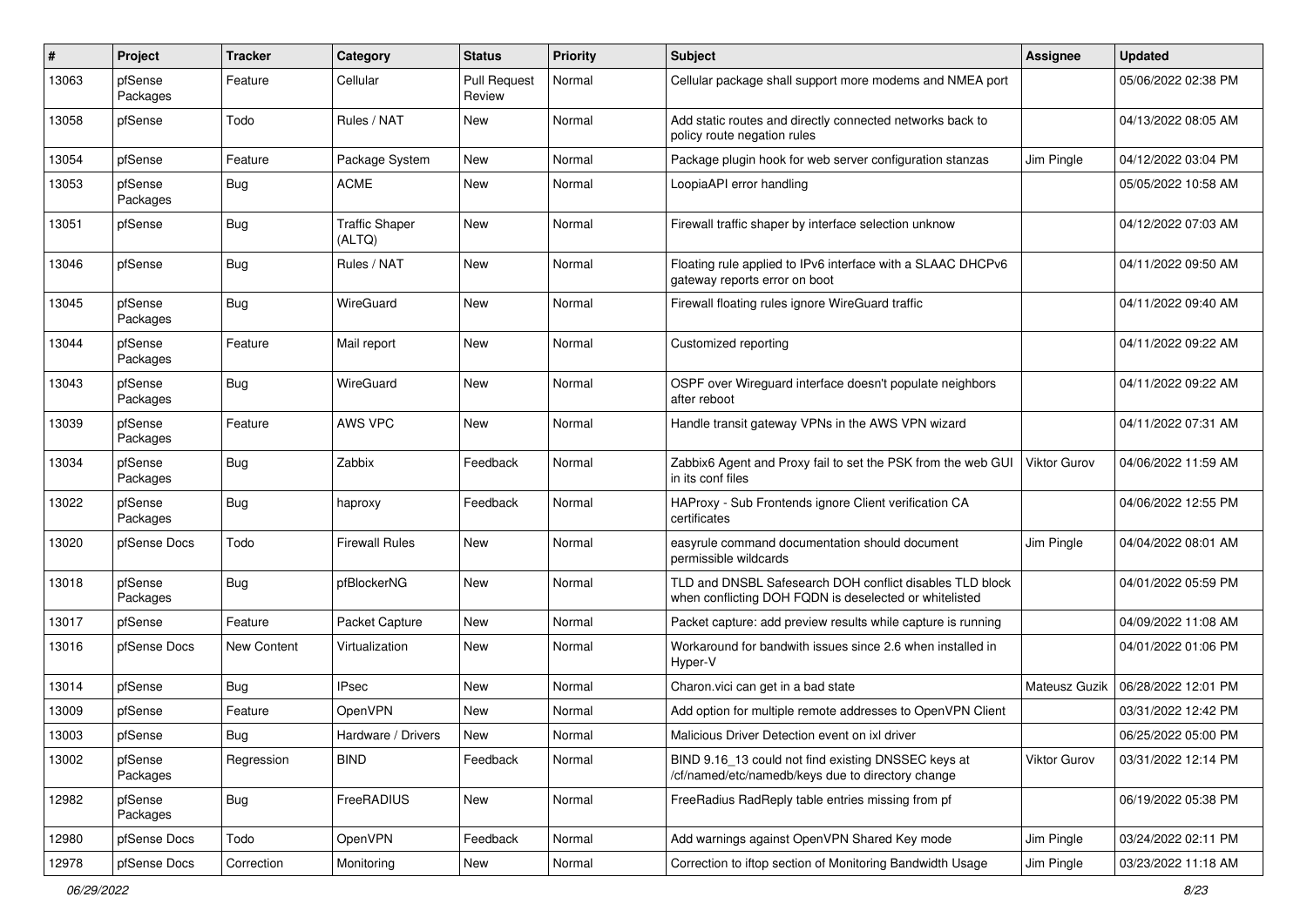| # | Project | Tracker | Category | Status | Priority | Subject | Assignee | Updated |
|---|---|---|---|---|---|---|---|---|
| 13063 | pfSense Packages | Feature | Cellular | Pull Request Review | Normal | Cellular package shall support more modems and NMEA port | | 05/06/2022 02:38 PM |
| 13058 | pfSense | Todo | Rules / NAT | New | Normal | Add static routes and directly connected networks back to policy route negation rules | | 04/13/2022 08:05 AM |
| 13054 | pfSense | Feature | Package System | New | Normal | Package plugin hook for web server configuration stanzas | Jim Pingle | 04/12/2022 03:04 PM |
| 13053 | pfSense Packages | Bug | ACME | New | Normal | LoopiaAPI error handling | | 05/05/2022 10:58 AM |
| 13051 | pfSense | Bug | Traffic Shaper (ALTQ) | New | Normal | Firewall traffic shaper by interface selection unknow | | 04/12/2022 07:03 AM |
| 13046 | pfSense | Bug | Rules / NAT | New | Normal | Floating rule applied to IPv6 interface with a SLAAC DHCPv6 gateway reports error on boot | | 04/11/2022 09:50 AM |
| 13045 | pfSense Packages | Bug | WireGuard | New | Normal | Firewall floating rules ignore WireGuard traffic | | 04/11/2022 09:40 AM |
| 13044 | pfSense Packages | Feature | Mail report | New | Normal | Customized reporting | | 04/11/2022 09:22 AM |
| 13043 | pfSense Packages | Bug | WireGuard | New | Normal | OSPF over Wireguard interface doesn't populate neighbors after reboot | | 04/11/2022 09:22 AM |
| 13039 | pfSense Packages | Feature | AWS VPC | New | Normal | Handle transit gateway VPNs in the AWS VPN wizard | | 04/11/2022 07:31 AM |
| 13034 | pfSense Packages | Bug | Zabbix | Feedback | Normal | Zabbix6 Agent and Proxy fail to set the PSK from the web GUI in its conf files | Viktor Gurov | 04/06/2022 11:59 AM |
| 13022 | pfSense Packages | Bug | haproxy | Feedback | Normal | HAProxy - Sub Frontends ignore Client verification CA certificates | | 04/06/2022 12:55 PM |
| 13020 | pfSense Docs | Todo | Firewall Rules | New | Normal | easyrule command documentation should document permissible wildcards | Jim Pingle | 04/04/2022 08:01 AM |
| 13018 | pfSense Packages | Bug | pfBlockerNG | New | Normal | TLD and DNSBL Safesearch DOH conflict disables TLD block when conflicting DOH FQDN is deselected or whitelisted | | 04/01/2022 05:59 PM |
| 13017 | pfSense | Feature | Packet Capture | New | Normal | Packet capture: add preview results while capture is running | | 04/09/2022 11:08 AM |
| 13016 | pfSense Docs | New Content | Virtualization | New | Normal | Workaround for bandwith issues since 2.6 when installed in Hyper-V | | 04/01/2022 01:06 PM |
| 13014 | pfSense | Bug | IPsec | New | Normal | Charon.vici can get in a bad state | Mateusz Guzik | 06/28/2022 12:01 PM |
| 13009 | pfSense | Feature | OpenVPN | New | Normal | Add option for multiple remote addresses to OpenVPN Client | | 03/31/2022 12:42 PM |
| 13003 | pfSense | Bug | Hardware / Drivers | New | Normal | Malicious Driver Detection event on ixl driver | | 06/25/2022 05:00 PM |
| 13002 | pfSense Packages | Regression | BIND | Feedback | Normal | BIND 9.16_13 could not find existing DNSSEC keys at /cf/named/etc/namedb/keys due to directory change | Viktor Gurov | 03/31/2022 12:14 PM |
| 12982 | pfSense Packages | Bug | FreeRADIUS | New | Normal | FreeRadius RadReply table entries missing from pf | | 06/19/2022 05:38 PM |
| 12980 | pfSense Docs | Todo | OpenVPN | Feedback | Normal | Add warnings against OpenVPN Shared Key mode | Jim Pingle | 03/24/2022 02:11 PM |
| 12978 | pfSense Docs | Correction | Monitoring | New | Normal | Correction to iftop section of Monitoring Bandwidth Usage | Jim Pingle | 03/23/2022 11:18 AM |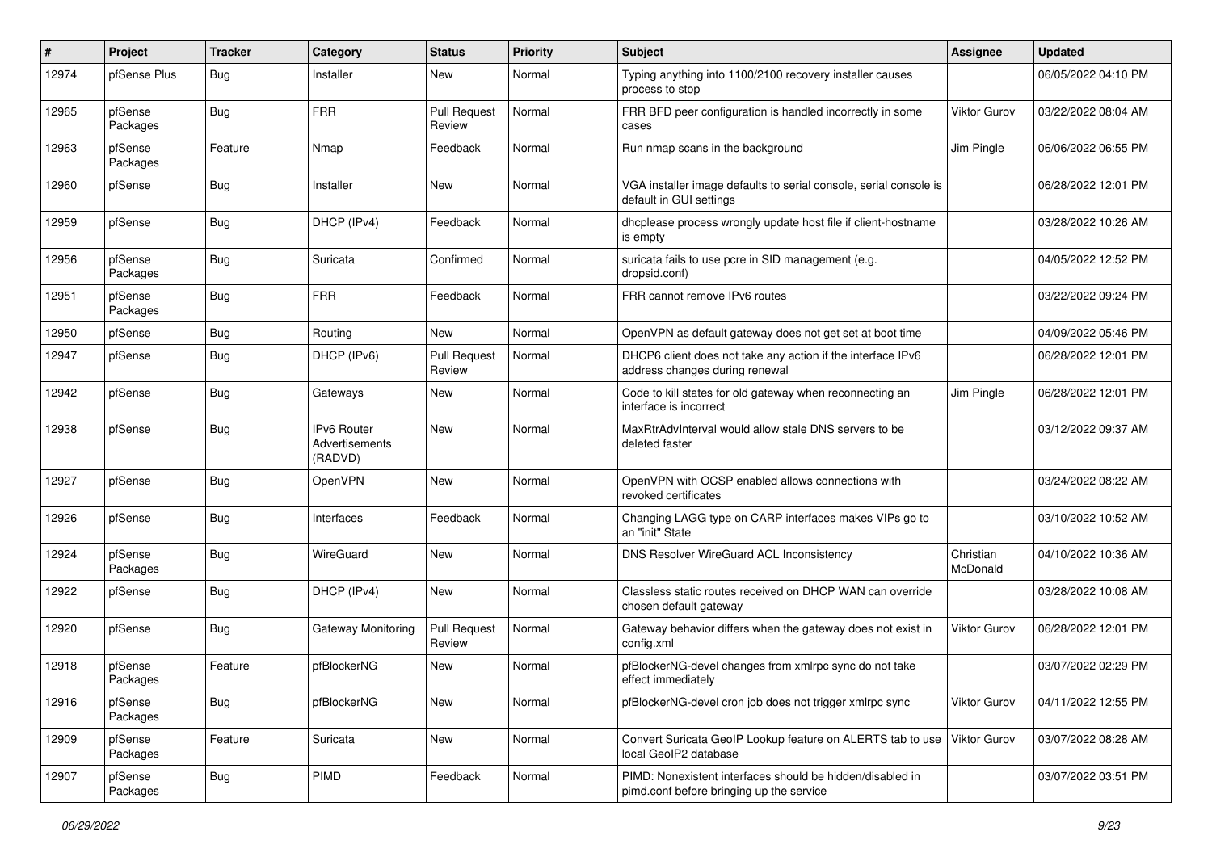| # | Project | Tracker | Category | Status | Priority | Subject | Assignee | Updated |
|---|---|---|---|---|---|---|---|---|
| 12974 | pfSense Plus | Bug | Installer | New | Normal | Typing anything into 1100/2100 recovery installer causes process to stop | | 06/05/2022 04:10 PM |
| 12965 | pfSense Packages | Bug | FRR | Pull Request Review | Normal | FRR BFD peer configuration is handled incorrectly in some cases | Viktor Gurov | 03/22/2022 08:04 AM |
| 12963 | pfSense Packages | Feature | Nmap | Feedback | Normal | Run nmap scans in the background | Jim Pingle | 06/06/2022 06:55 PM |
| 12960 | pfSense | Bug | Installer | New | Normal | VGA installer image defaults to serial console, serial console is default in GUI settings | | 06/28/2022 12:01 PM |
| 12959 | pfSense | Bug | DHCP (IPv4) | Feedback | Normal | dhcplease process wrongly update host file if client-hostname is empty | | 03/28/2022 10:26 AM |
| 12956 | pfSense Packages | Bug | Suricata | Confirmed | Normal | suricata fails to use pcre in SID management (e.g. dropsid.conf) | | 04/05/2022 12:52 PM |
| 12951 | pfSense Packages | Bug | FRR | Feedback | Normal | FRR cannot remove IPv6 routes | | 03/22/2022 09:24 PM |
| 12950 | pfSense | Bug | Routing | New | Normal | OpenVPN as default gateway does not get set at boot time | | 04/09/2022 05:46 PM |
| 12947 | pfSense | Bug | DHCP (IPv6) | Pull Request Review | Normal | DHCP6 client does not take any action if the interface IPv6 address changes during renewal | | 06/28/2022 12:01 PM |
| 12942 | pfSense | Bug | Gateways | New | Normal | Code to kill states for old gateway when reconnecting an interface is incorrect | Jim Pingle | 06/28/2022 12:01 PM |
| 12938 | pfSense | Bug | IPv6 Router Advertisements (RADVD) | New | Normal | MaxRtrAdvInterval would allow stale DNS servers to be deleted faster | | 03/12/2022 09:37 AM |
| 12927 | pfSense | Bug | OpenVPN | New | Normal | OpenVPN with OCSP enabled allows connections with revoked certificates | | 03/24/2022 08:22 AM |
| 12926 | pfSense | Bug | Interfaces | Feedback | Normal | Changing LAGG type on CARP interfaces makes VIPs go to an "init" State | | 03/10/2022 10:52 AM |
| 12924 | pfSense Packages | Bug | WireGuard | New | Normal | DNS Resolver WireGuard ACL Inconsistency | Christian McDonald | 04/10/2022 10:36 AM |
| 12922 | pfSense | Bug | DHCP (IPv4) | New | Normal | Classless static routes received on DHCP WAN can override chosen default gateway | | 03/28/2022 10:08 AM |
| 12920 | pfSense | Bug | Gateway Monitoring | Pull Request Review | Normal | Gateway behavior differs when the gateway does not exist in config.xml | Viktor Gurov | 06/28/2022 12:01 PM |
| 12918 | pfSense Packages | Feature | pfBlockerNG | New | Normal | pfBlockerNG-devel changes from xmlrpc sync do not take effect immediately | | 03/07/2022 02:29 PM |
| 12916 | pfSense Packages | Bug | pfBlockerNG | New | Normal | pfBlockerNG-devel cron job does not trigger xmlrpc sync | Viktor Gurov | 04/11/2022 12:55 PM |
| 12909 | pfSense Packages | Feature | Suricata | New | Normal | Convert Suricata GeoIP Lookup feature on ALERTS tab to use local GeoIP2 database | Viktor Gurov | 03/07/2022 08:28 AM |
| 12907 | pfSense Packages | Bug | PIMD | Feedback | Normal | PIMD: Nonexistent interfaces should be hidden/disabled in pimd.conf before bringing up the service | | 03/07/2022 03:51 PM |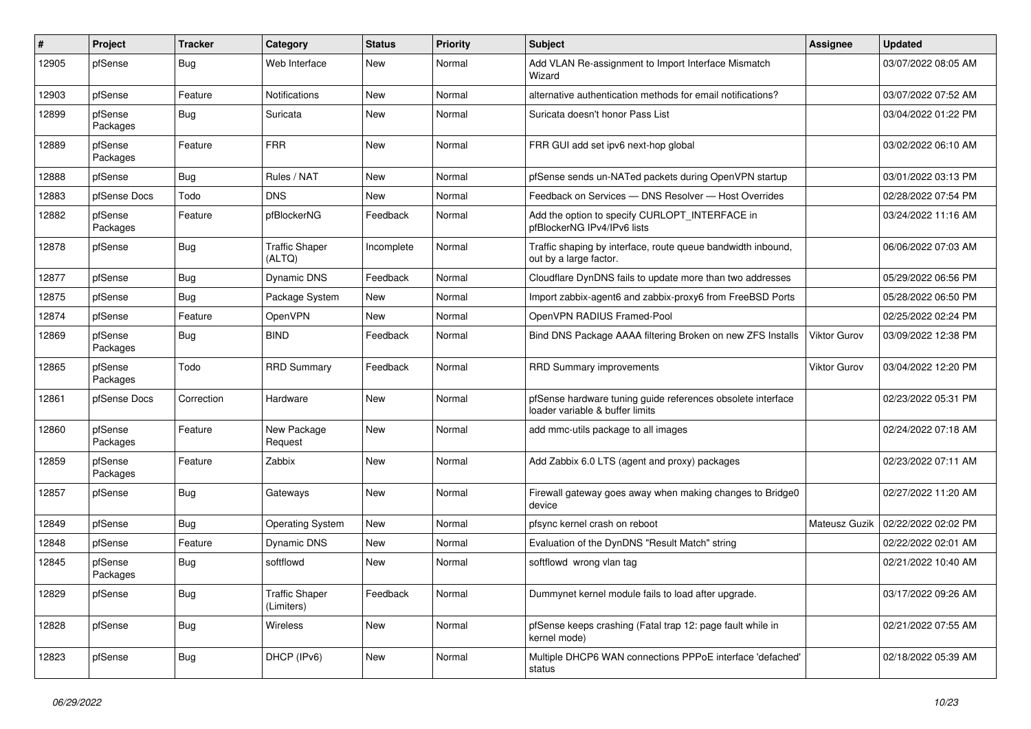| # | Project | Tracker | Category | Status | Priority | Subject | Assignee | Updated |
|---|---|---|---|---|---|---|---|---|
| 12905 | pfSense | Bug | Web Interface | New | Normal | Add VLAN Re-assignment to Import Interface Mismatch Wizard | | 03/07/2022 08:05 AM |
| 12903 | pfSense | Feature | Notifications | New | Normal | alternative authentication methods for email notifications? | | 03/07/2022 07:52 AM |
| 12899 | pfSense Packages | Bug | Suricata | New | Normal | Suricata doesn't honor Pass List | | 03/04/2022 01:22 PM |
| 12889 | pfSense Packages | Feature | FRR | New | Normal | FRR GUI add set ipv6 next-hop global | | 03/02/2022 06:10 AM |
| 12888 | pfSense | Bug | Rules / NAT | New | Normal | pfSense sends un-NATed packets during OpenVPN startup | | 03/01/2022 03:13 PM |
| 12883 | pfSense Docs | Todo | DNS | New | Normal | Feedback on Services — DNS Resolver — Host Overrides | | 02/28/2022 07:54 PM |
| 12882 | pfSense Packages | Feature | pfBlockerNG | Feedback | Normal | Add the option to specify CURLOPT_INTERFACE in pfBlockerNG IPv4/IPv6 lists | | 03/24/2022 11:16 AM |
| 12878 | pfSense | Bug | Traffic Shaper (ALTQ) | Incomplete | Normal | Traffic shaping by interface, route queue bandwidth inbound, out by a large factor. | | 06/06/2022 07:03 AM |
| 12877 | pfSense | Bug | Dynamic DNS | Feedback | Normal | Cloudflare DynDNS fails to update more than two addresses | | 05/29/2022 06:56 PM |
| 12875 | pfSense | Bug | Package System | New | Normal | Import zabbix-agent6 and zabbix-proxy6 from FreeBSD Ports | | 05/28/2022 06:50 PM |
| 12874 | pfSense | Feature | OpenVPN | New | Normal | OpenVPN RADIUS Framed-Pool | | 02/25/2022 02:24 PM |
| 12869 | pfSense Packages | Bug | BIND | Feedback | Normal | Bind DNS Package AAAA filtering Broken on new ZFS Installs | Viktor Gurov | 03/09/2022 12:38 PM |
| 12865 | pfSense Packages | Todo | RRD Summary | Feedback | Normal | RRD Summary improvements | Viktor Gurov | 03/04/2022 12:20 PM |
| 12861 | pfSense Docs | Correction | Hardware | New | Normal | pfSense hardware tuning guide references obsolete interface loader variable & buffer limits | | 02/23/2022 05:31 PM |
| 12860 | pfSense Packages | Feature | New Package Request | New | Normal | add mmc-utils package to all images | | 02/24/2022 07:18 AM |
| 12859 | pfSense Packages | Feature | Zabbix | New | Normal | Add Zabbix 6.0 LTS (agent and proxy) packages | | 02/23/2022 07:11 AM |
| 12857 | pfSense | Bug | Gateways | New | Normal | Firewall gateway goes away when making changes to Bridge0 device | | 02/27/2022 11:20 AM |
| 12849 | pfSense | Bug | Operating System | New | Normal | pfsync kernel crash on reboot | Mateusz Guzik | 02/22/2022 02:02 PM |
| 12848 | pfSense | Feature | Dynamic DNS | New | Normal | Evaluation of the DynDNS "Result Match" string | | 02/22/2022 02:01 AM |
| 12845 | pfSense Packages | Bug | softflowd | New | Normal | softflowd wrong vlan tag | | 02/21/2022 10:40 AM |
| 12829 | pfSense | Bug | Traffic Shaper (Limiters) | Feedback | Normal | Dummynet kernel module fails to load after upgrade. | | 03/17/2022 09:26 AM |
| 12828 | pfSense | Bug | Wireless | New | Normal | pfSense keeps crashing (Fatal trap 12: page fault while in kernel mode) | | 02/21/2022 07:55 AM |
| 12823 | pfSense | Bug | DHCP (IPv6) | New | Normal | Multiple DHCP6 WAN connections PPPoE interface 'defached' status | | 02/18/2022 05:39 AM |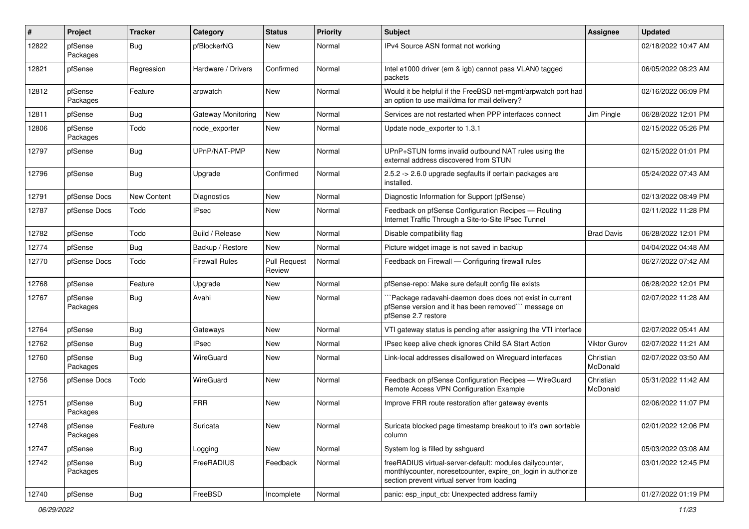| # | Project | Tracker | Category | Status | Priority | Subject | Assignee | Updated |
|---|---|---|---|---|---|---|---|---|
| 12822 | pfSense Packages | Bug | pfBlockerNG | New | Normal | IPv4 Source ASN format not working | | 02/18/2022 10:47 AM |
| 12821 | pfSense | Regression | Hardware / Drivers | Confirmed | Normal | Intel e1000 driver (em & igb) cannot pass VLAN0 tagged packets | | 06/05/2022 08:23 AM |
| 12812 | pfSense Packages | Feature | arpwatch | New | Normal | Would it be helpful if the FreeBSD net-mgmt/arpwatch port had an option to use mail/dma for mail delivery? | | 02/16/2022 06:09 PM |
| 12811 | pfSense | Bug | Gateway Monitoring | New | Normal | Services are not restarted when PPP interfaces connect | Jim Pingle | 06/28/2022 12:01 PM |
| 12806 | pfSense Packages | Todo | node_exporter | New | Normal | Update node_exporter to 1.3.1 | | 02/15/2022 05:26 PM |
| 12797 | pfSense | Bug | UPnP/NAT-PMP | New | Normal | UPnP+STUN forms invalid outbound NAT rules using the external address discovered from STUN | | 02/15/2022 01:01 PM |
| 12796 | pfSense | Bug | Upgrade | Confirmed | Normal | 2.5.2 -> 2.6.0 upgrade segfaults if certain packages are installed. | | 05/24/2022 07:43 AM |
| 12791 | pfSense Docs | New Content | Diagnostics | New | Normal | Diagnostic Information for Support (pfSense) | | 02/13/2022 08:49 PM |
| 12787 | pfSense Docs | Todo | IPsec | New | Normal | Feedback on pfSense Configuration Recipes — Routing Internet Traffic Through a Site-to-Site IPsec Tunnel | | 02/11/2022 11:28 PM |
| 12782 | pfSense | Todo | Build / Release | New | Normal | Disable compatibility flag | Brad Davis | 06/28/2022 12:01 PM |
| 12774 | pfSense | Bug | Backup / Restore | New | Normal | Picture widget image is not saved in backup | | 04/04/2022 04:48 AM |
| 12770 | pfSense Docs | Todo | Firewall Rules | Pull Request Review | Normal | Feedback on Firewall — Configuring firewall rules | | 06/27/2022 07:42 AM |
| 12768 | pfSense | Feature | Upgrade | New | Normal | pfSense-repo: Make sure default config file exists | | 06/28/2022 12:01 PM |
| 12767 | pfSense Packages | Bug | Avahi | New | Normal | ```Package radavahi-daemon does does not exist in current pfSense version and it has been removed``` message on pfSense 2.7 restore | | 02/07/2022 11:28 AM |
| 12764 | pfSense | Bug | Gateways | New | Normal | VTI gateway status is pending after assigning the VTI interface | | 02/07/2022 05:41 AM |
| 12762 | pfSense | Bug | IPsec | New | Normal | IPsec keep alive check ignores Child SA Start Action | Viktor Gurov | 02/07/2022 11:21 AM |
| 12760 | pfSense Packages | Bug | WireGuard | New | Normal | Link-local addresses disallowed on Wireguard interfaces | Christian McDonald | 02/07/2022 03:50 AM |
| 12756 | pfSense Docs | Todo | WireGuard | New | Normal | Feedback on pfSense Configuration Recipes — WireGuard Remote Access VPN Configuration Example | Christian McDonald | 05/31/2022 11:42 AM |
| 12751 | pfSense Packages | Bug | FRR | New | Normal | Improve FRR route restoration after gateway events | | 02/06/2022 11:07 PM |
| 12748 | pfSense Packages | Feature | Suricata | New | Normal | Suricata blocked page timestamp breakout to it's own sortable column | | 02/01/2022 12:06 PM |
| 12747 | pfSense | Bug | Logging | New | Normal | System log is filled by sshguard | | 05/03/2022 03:08 AM |
| 12742 | pfSense Packages | Bug | FreeRADIUS | Feedback | Normal | freeRADIUS virtual-server-default: modules dailycounter, monthlycounter, noresetcounter, expire_on_login in authorize section prevent virtual server from loading | | 03/01/2022 12:45 PM |
| 12740 | pfSense | Bug | FreeBSD | Incomplete | Normal | panic: esp_input_cb: Unexpected address family | | 01/27/2022 01:19 PM |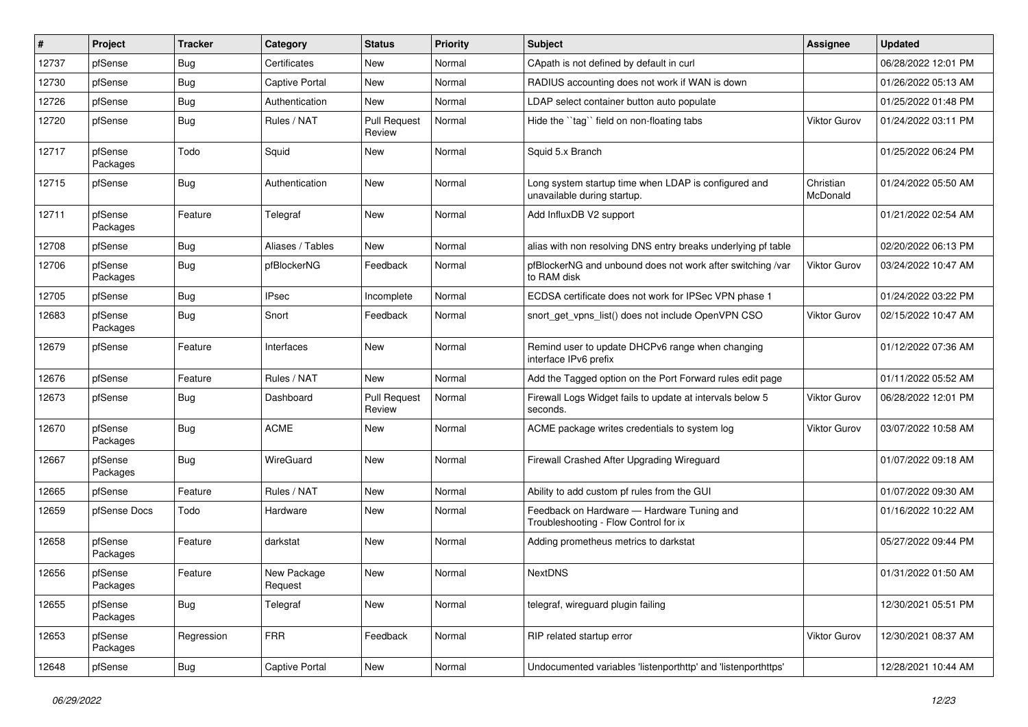| # | Project | Tracker | Category | Status | Priority | Subject | Assignee | Updated |
|---|---|---|---|---|---|---|---|---|
| 12737 | pfSense | Bug | Certificates | New | Normal | CApath is not defined by default in curl | | 06/28/2022 12:01 PM |
| 12730 | pfSense | Bug | Captive Portal | New | Normal | RADIUS accounting does not work if WAN is down | | 01/26/2022 05:13 AM |
| 12726 | pfSense | Bug | Authentication | New | Normal | LDAP select container button auto populate | | 01/25/2022 01:48 PM |
| 12720 | pfSense | Bug | Rules / NAT | Pull Request Review | Normal | Hide the ``tag`` field on non-floating tabs | Viktor Gurov | 01/24/2022 03:11 PM |
| 12717 | pfSense Packages | Todo | Squid | New | Normal | Squid 5.x Branch | | 01/25/2022 06:24 PM |
| 12715 | pfSense | Bug | Authentication | New | Normal | Long system startup time when LDAP is configured and unavailable during startup. | Christian McDonald | 01/24/2022 05:50 AM |
| 12711 | pfSense Packages | Feature | Telegraf | New | Normal | Add InfluxDB V2 support | | 01/21/2022 02:54 AM |
| 12708 | pfSense | Bug | Aliases / Tables | New | Normal | alias with non resolving DNS entry breaks underlying pf table | | 02/20/2022 06:13 PM |
| 12706 | pfSense Packages | Bug | pfBlockerNG | Feedback | Normal | pfBlockerNG and unbound does not work after switching /var to RAM disk | Viktor Gurov | 03/24/2022 10:47 AM |
| 12705 | pfSense | Bug | IPsec | Incomplete | Normal | ECDSA certificate does not work for IPSec VPN phase 1 | | 01/24/2022 03:22 PM |
| 12683 | pfSense Packages | Bug | Snort | Feedback | Normal | snort_get_vpns_list() does not include OpenVPN CSO | Viktor Gurov | 02/15/2022 10:47 AM |
| 12679 | pfSense | Feature | Interfaces | New | Normal | Remind user to update DHCPv6 range when changing interface IPv6 prefix | | 01/12/2022 07:36 AM |
| 12676 | pfSense | Feature | Rules / NAT | New | Normal | Add the Tagged option on the Port Forward rules edit page | | 01/11/2022 05:52 AM |
| 12673 | pfSense | Bug | Dashboard | Pull Request Review | Normal | Firewall Logs Widget fails to update at intervals below 5 seconds. | Viktor Gurov | 06/28/2022 12:01 PM |
| 12670 | pfSense Packages | Bug | ACME | New | Normal | ACME package writes credentials to system log | Viktor Gurov | 03/07/2022 10:58 AM |
| 12667 | pfSense Packages | Bug | WireGuard | New | Normal | Firewall Crashed After Upgrading Wireguard | | 01/07/2022 09:18 AM |
| 12665 | pfSense | Feature | Rules / NAT | New | Normal | Ability to add custom pf rules from the GUI | | 01/07/2022 09:30 AM |
| 12659 | pfSense Docs | Todo | Hardware | New | Normal | Feedback on Hardware — Hardware Tuning and Troubleshooting - Flow Control for ix | | 01/16/2022 10:22 AM |
| 12658 | pfSense Packages | Feature | darkstat | New | Normal | Adding prometheus metrics to darkstat | | 05/27/2022 09:44 PM |
| 12656 | pfSense Packages | Feature | New Package Request | New | Normal | NextDNS | | 01/31/2022 01:50 AM |
| 12655 | pfSense Packages | Bug | Telegraf | New | Normal | telegraf, wireguard plugin failing | | 12/30/2021 05:51 PM |
| 12653 | pfSense Packages | Regression | FRR | Feedback | Normal | RIP related startup error | Viktor Gurov | 12/30/2021 08:37 AM |
| 12648 | pfSense | Bug | Captive Portal | New | Normal | Undocumented variables 'listenporthttp' and 'listenporthttps' | | 12/28/2021 10:44 AM |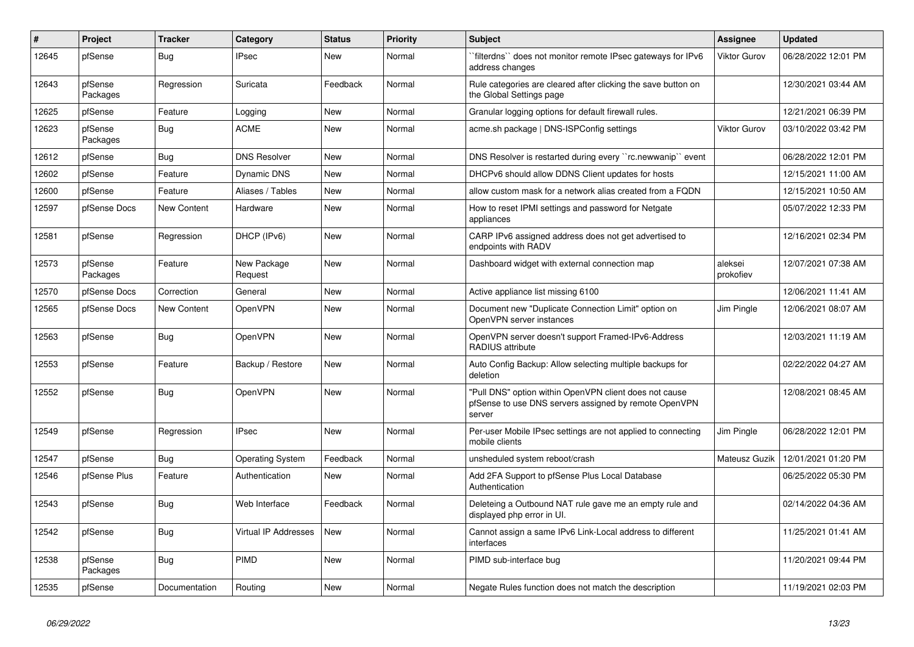| # | Project | Tracker | Category | Status | Priority | Subject | Assignee | Updated |
|---|---|---|---|---|---|---|---|---|
| 12645 | pfSense | Bug | IPsec | New | Normal | ``filterdns`` does not monitor remote IPsec gateways for IPv6 address changes | Viktor Gurov | 06/28/2022 12:01 PM |
| 12643 | pfSense Packages | Regression | Suricata | Feedback | Normal | Rule categories are cleared after clicking the save button on the Global Settings page | | 12/30/2021 03:44 AM |
| 12625 | pfSense | Feature | Logging | New | Normal | Granular logging options for default firewall rules. | | 12/21/2021 06:39 PM |
| 12623 | pfSense Packages | Bug | ACME | New | Normal | acme.sh package \| DNS-ISPConfig settings | Viktor Gurov | 03/10/2022 03:42 PM |
| 12612 | pfSense | Bug | DNS Resolver | New | Normal | DNS Resolver is restarted during every ``rc.newwanip`` event | | 06/28/2022 12:01 PM |
| 12602 | pfSense | Feature | Dynamic DNS | New | Normal | DHCPv6 should allow DDNS Client updates for hosts | | 12/15/2021 11:00 AM |
| 12600 | pfSense | Feature | Aliases / Tables | New | Normal | allow custom mask for a network alias created from a FQDN | | 12/15/2021 10:50 AM |
| 12597 | pfSense Docs | New Content | Hardware | New | Normal | How to reset IPMI settings and password for Netgate appliances | | 05/07/2022 12:33 PM |
| 12581 | pfSense | Regression | DHCP (IPv6) | New | Normal | CARP IPv6 assigned address does not get advertised to endpoints with RADV | | 12/16/2021 02:34 PM |
| 12573 | pfSense Packages | Feature | New Package Request | New | Normal | Dashboard widget with external connection map | aleksei prokofiev | 12/07/2021 07:38 AM |
| 12570 | pfSense Docs | Correction | General | New | Normal | Active appliance list missing 6100 | | 12/06/2021 11:41 AM |
| 12565 | pfSense Docs | New Content | OpenVPN | New | Normal | Document new "Duplicate Connection Limit" option on OpenVPN server instances | Jim Pingle | 12/06/2021 08:07 AM |
| 12563 | pfSense | Bug | OpenVPN | New | Normal | OpenVPN server doesn't support Framed-IPv6-Address RADIUS attribute | | 12/03/2021 11:19 AM |
| 12553 | pfSense | Feature | Backup / Restore | New | Normal | Auto Config Backup: Allow selecting multiple backups for deletion | | 02/22/2022 04:27 AM |
| 12552 | pfSense | Bug | OpenVPN | New | Normal | "Pull DNS" option within OpenVPN client does not cause pfSense to use DNS servers assigned by remote OpenVPN server | | 12/08/2021 08:45 AM |
| 12549 | pfSense | Regression | IPsec | New | Normal | Per-user Mobile IPsec settings are not applied to connecting mobile clients | Jim Pingle | 06/28/2022 12:01 PM |
| 12547 | pfSense | Bug | Operating System | Feedback | Normal | unsheduled system reboot/crash | Mateusz Guzik | 12/01/2021 01:20 PM |
| 12546 | pfSense Plus | Feature | Authentication | New | Normal | Add 2FA Support to pfSense Plus Local Database Authentication | | 06/25/2022 05:30 PM |
| 12543 | pfSense | Bug | Web Interface | Feedback | Normal | Deleteing a Outbound NAT rule gave me an empty rule and displayed php error in UI. | | 02/14/2022 04:36 AM |
| 12542 | pfSense | Bug | Virtual IP Addresses | New | Normal | Cannot assign a same IPv6 Link-Local address to different interfaces | | 11/25/2021 01:41 AM |
| 12538 | pfSense Packages | Bug | PIMD | New | Normal | PIMD sub-interface bug | | 11/20/2021 09:44 PM |
| 12535 | pfSense | Documentation | Routing | New | Normal | Negate Rules function does not match the description | | 11/19/2021 02:03 PM |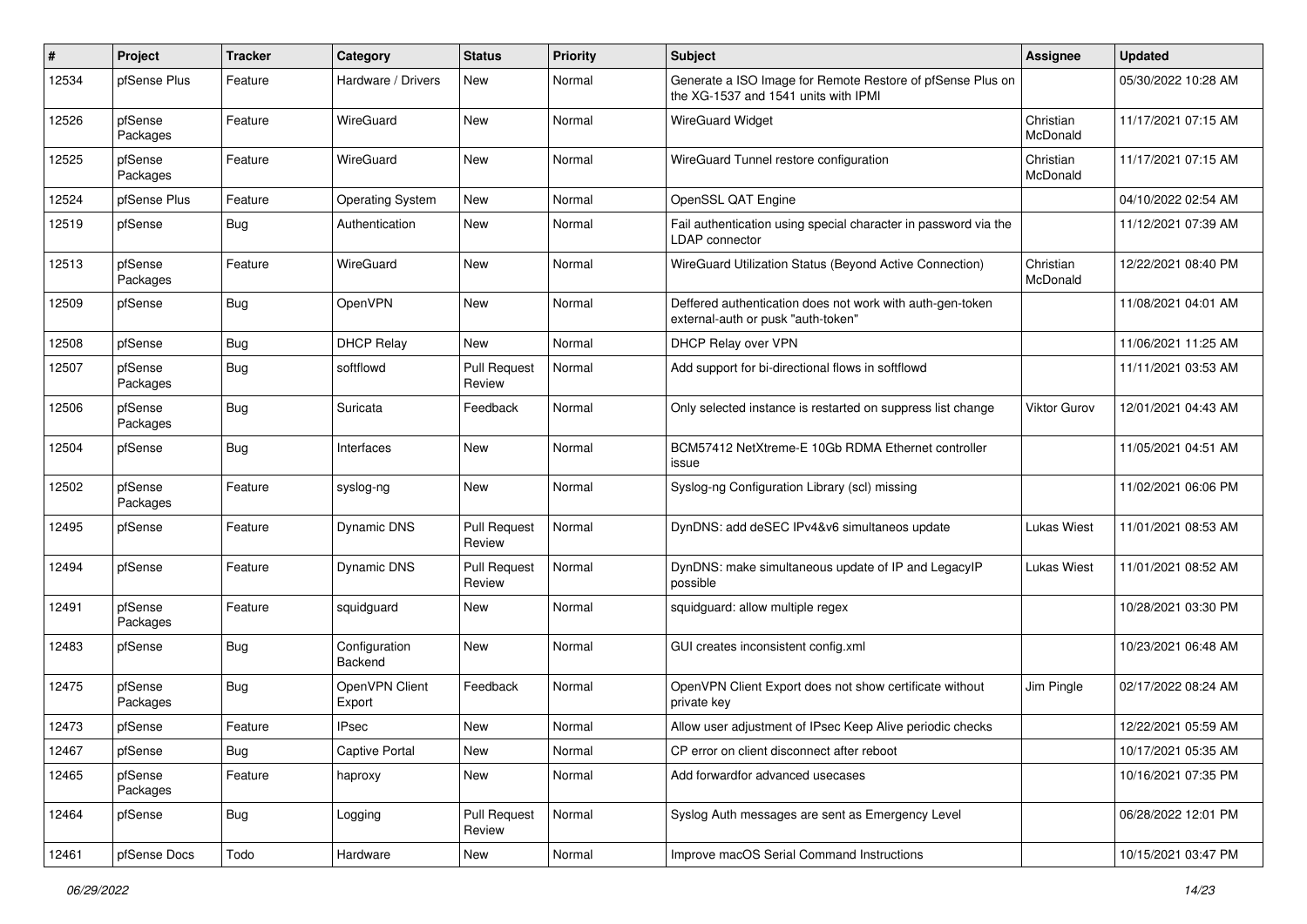| # | Project | Tracker | Category | Status | Priority | Subject | Assignee | Updated |
|---|---|---|---|---|---|---|---|---|
| 12534 | pfSense Plus | Feature | Hardware / Drivers | New | Normal | Generate a ISO Image for Remote Restore of pfSense Plus on the XG-1537 and 1541 units with IPMI | | 05/30/2022 10:28 AM |
| 12526 | pfSense Packages | Feature | WireGuard | New | Normal | WireGuard Widget | Christian McDonald | 11/17/2021 07:15 AM |
| 12525 | pfSense Packages | Feature | WireGuard | New | Normal | WireGuard Tunnel restore configuration | Christian McDonald | 11/17/2021 07:15 AM |
| 12524 | pfSense Plus | Feature | Operating System | New | Normal | OpenSSL QAT Engine | | 04/10/2022 02:54 AM |
| 12519 | pfSense | Bug | Authentication | New | Normal | Fail authentication using special character in password via the LDAP connector | | 11/12/2021 07:39 AM |
| 12513 | pfSense Packages | Feature | WireGuard | New | Normal | WireGuard Utilization Status (Beyond Active Connection) | Christian McDonald | 12/22/2021 08:40 PM |
| 12509 | pfSense | Bug | OpenVPN | New | Normal | Deffered authentication does not work with auth-gen-token external-auth or pusk "auth-token" | | 11/08/2021 04:01 AM |
| 12508 | pfSense | Bug | DHCP Relay | New | Normal | DHCP Relay over VPN | | 11/06/2021 11:25 AM |
| 12507 | pfSense Packages | Bug | softflowd | Pull Request Review | Normal | Add support for bi-directional flows in softflowd | | 11/11/2021 03:53 AM |
| 12506 | pfSense Packages | Bug | Suricata | Feedback | Normal | Only selected instance is restarted on suppress list change | Viktor Gurov | 12/01/2021 04:43 AM |
| 12504 | pfSense | Bug | Interfaces | New | Normal | BCM57412 NetXtreme-E 10Gb RDMA Ethernet controller issue | | 11/05/2021 04:51 AM |
| 12502 | pfSense Packages | Feature | syslog-ng | New | Normal | Syslog-ng Configuration Library (scl) missing | | 11/02/2021 06:06 PM |
| 12495 | pfSense | Feature | Dynamic DNS | Pull Request Review | Normal | DynDNS: add deSEC IPv4&v6 simultaneos update | Lukas Wiest | 11/01/2021 08:53 AM |
| 12494 | pfSense | Feature | Dynamic DNS | Pull Request Review | Normal | DynDNS: make simultaneous update of IP and LegacyIP possible | Lukas Wiest | 11/01/2021 08:52 AM |
| 12491 | pfSense Packages | Feature | squidguard | New | Normal | squidguard: allow multiple regex | | 10/28/2021 03:30 PM |
| 12483 | pfSense | Bug | Configuration Backend | New | Normal | GUI creates inconsistent config.xml | | 10/23/2021 06:48 AM |
| 12475 | pfSense Packages | Bug | OpenVPN Client Export | Feedback | Normal | OpenVPN Client Export does not show certificate without private key | Jim Pingle | 02/17/2022 08:24 AM |
| 12473 | pfSense | Feature | IPsec | New | Normal | Allow user adjustment of IPsec Keep Alive periodic checks | | 12/22/2021 05:59 AM |
| 12467 | pfSense | Bug | Captive Portal | New | Normal | CP error on client disconnect after reboot | | 10/17/2021 05:35 AM |
| 12465 | pfSense Packages | Feature | haproxy | New | Normal | Add forwardfor advanced usecases | | 10/16/2021 07:35 PM |
| 12464 | pfSense | Bug | Logging | Pull Request Review | Normal | Syslog Auth messages are sent as Emergency Level | | 06/28/2022 12:01 PM |
| 12461 | pfSense Docs | Todo | Hardware | New | Normal | Improve macOS Serial Command Instructions | | 10/15/2021 03:47 PM |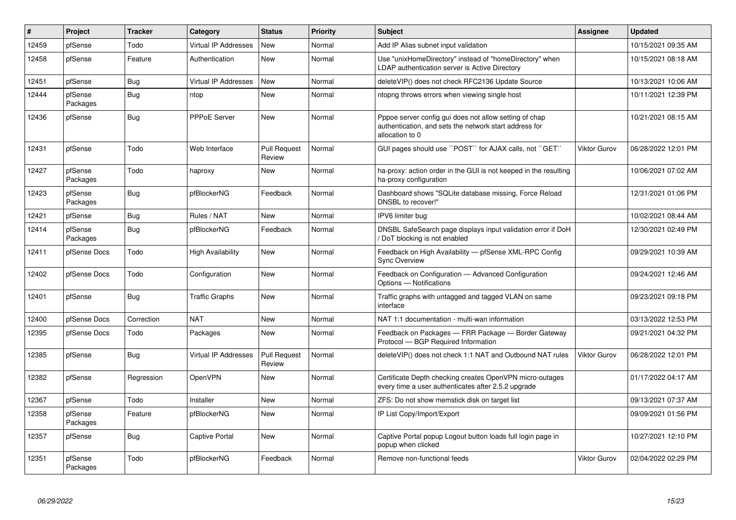| # | Project | Tracker | Category | Status | Priority | Subject | Assignee | Updated |
|---|---|---|---|---|---|---|---|---|
| 12459 | pfSense | Todo | Virtual IP Addresses | New | Normal | Add IP Alias subnet input validation | | 10/15/2021 09:35 AM |
| 12458 | pfSense | Feature | Authentication | New | Normal | Use "unixHomeDirectory" instead of "homeDirectory" when LDAP authentication server is Active Directory | | 10/15/2021 08:18 AM |
| 12451 | pfSense | Bug | Virtual IP Addresses | New | Normal | deleteVIP() does not check RFC2136 Update Source | | 10/13/2021 10:06 AM |
| 12444 | pfSense Packages | Bug | ntop | New | Normal | ntopng throws errors when viewing single host | | 10/11/2021 12:39 PM |
| 12436 | pfSense | Bug | PPPoE Server | New | Normal | Pppoe server config gui does not allow setting of chap authentication, and sets the network start address for allocation to 0 | | 10/21/2021 08:15 AM |
| 12431 | pfSense | Todo | Web Interface | Pull Request Review | Normal | GUI pages should use ``POST`` for AJAX calls, not ``GET`` | Viktor Gurov | 06/28/2022 12:01 PM |
| 12427 | pfSense Packages | Todo | haproxy | New | Normal | ha-proxy: action order in the GUI is not keeped in the resulting ha-proxy configuration | | 10/06/2021 07:02 AM |
| 12423 | pfSense Packages | Bug | pfBlockerNG | Feedback | Normal | Dashboard shows "SQLite database missing, Force Reload DNSBL to recover!" | | 12/31/2021 01:06 PM |
| 12421 | pfSense | Bug | Rules / NAT | New | Normal | IPV6 limiter bug | | 10/02/2021 08:44 AM |
| 12414 | pfSense Packages | Bug | pfBlockerNG | Feedback | Normal | DNSBL SafeSearch page displays input validation error if DoH / DoT blocking is not enabled | | 12/30/2021 02:49 PM |
| 12411 | pfSense Docs | Todo | High Availability | New | Normal | Feedback on High Availability — pfSense XML-RPC Config Sync Overview | | 09/29/2021 10:39 AM |
| 12402 | pfSense Docs | Todo | Configuration | New | Normal | Feedback on Configuration — Advanced Configuration Options — Notifications | | 09/24/2021 12:46 AM |
| 12401 | pfSense | Bug | Traffic Graphs | New | Normal | Traffic graphs with untagged and tagged VLAN on same interface | | 09/23/2021 09:18 PM |
| 12400 | pfSense Docs | Correction | NAT | New | Normal | NAT 1:1 documentation - multi-wan information | | 03/13/2022 12:53 PM |
| 12395 | pfSense Docs | Todo | Packages | New | Normal | Feedback on Packages — FRR Package — Border Gateway Protocol — BGP Required Information | | 09/21/2021 04:32 PM |
| 12385 | pfSense | Bug | Virtual IP Addresses | Pull Request Review | Normal | deleteVIP() does not check 1:1 NAT and Outbound NAT rules | Viktor Gurov | 06/28/2022 12:01 PM |
| 12382 | pfSense | Regression | OpenVPN | New | Normal | Certificate Depth checking creates OpenVPN micro-outages every time a user authenticates after 2.5.2 upgrade | | 01/17/2022 04:17 AM |
| 12367 | pfSense | Todo | Installer | New | Normal | ZFS: Do not show memstick disk on target list | | 09/13/2021 07:37 AM |
| 12358 | pfSense Packages | Feature | pfBlockerNG | New | Normal | IP List Copy/Import/Export | | 09/09/2021 01:56 PM |
| 12357 | pfSense | Bug | Captive Portal | New | Normal | Captive Portal popup Logout button loads full login page in popup when clicked | | 10/27/2021 12:10 PM |
| 12351 | pfSense Packages | Todo | pfBlockerNG | Feedback | Normal | Remove non-functional feeds | Viktor Gurov | 02/04/2022 02:29 PM |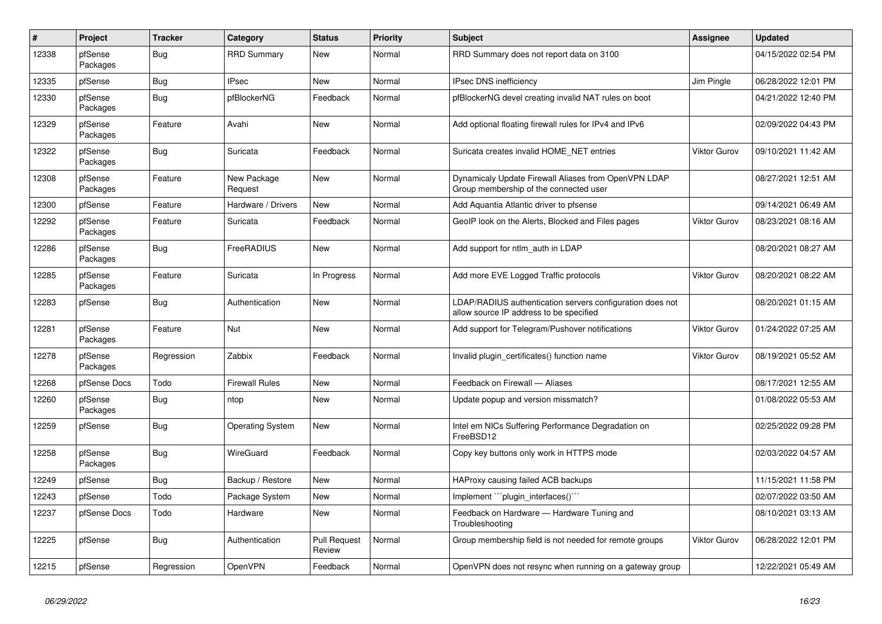| # | Project | Tracker | Category | Status | Priority | Subject | Assignee | Updated |
|---|---|---|---|---|---|---|---|---|
| 12338 | pfSense Packages | Bug | RRD Summary | New | Normal | RRD Summary does not report data on 3100 | | 04/15/2022 02:54 PM |
| 12335 | pfSense | Bug | IPsec | New | Normal | IPsec DNS inefficiency | Jim Pingle | 06/28/2022 12:01 PM |
| 12330 | pfSense Packages | Bug | pfBlockerNG | Feedback | Normal | pfBlockerNG devel creating invalid NAT rules on boot | | 04/21/2022 12:40 PM |
| 12329 | pfSense Packages | Feature | Avahi | New | Normal | Add optional floating firewall rules for IPv4 and IPv6 | | 02/09/2022 04:43 PM |
| 12322 | pfSense Packages | Bug | Suricata | Feedback | Normal | Suricata creates invalid HOME_NET entries | Viktor Gurov | 09/10/2021 11:42 AM |
| 12308 | pfSense Packages | Feature | New Package Request | New | Normal | Dynamicaly Update Firewall Aliases from OpenVPN LDAP Group membership of the connected user | | 08/27/2021 12:51 AM |
| 12300 | pfSense | Feature | Hardware / Drivers | New | Normal | Add Aquantia Atlantic driver to pfsense | | 09/14/2021 06:49 AM |
| 12292 | pfSense Packages | Feature | Suricata | Feedback | Normal | GeoIP look on the Alerts, Blocked and Files pages | Viktor Gurov | 08/23/2021 08:16 AM |
| 12286 | pfSense Packages | Bug | FreeRADIUS | New | Normal | Add support for ntlm_auth in LDAP | | 08/20/2021 08:27 AM |
| 12285 | pfSense Packages | Feature | Suricata | In Progress | Normal | Add more EVE Logged Traffic protocols | Viktor Gurov | 08/20/2021 08:22 AM |
| 12283 | pfSense | Bug | Authentication | New | Normal | LDAP/RADIUS authentication servers configuration does not allow source IP address to be specified | | 08/20/2021 01:15 AM |
| 12281 | pfSense Packages | Feature | Nut | New | Normal | Add support for Telegram/Pushover notifications | Viktor Gurov | 01/24/2022 07:25 AM |
| 12278 | pfSense Packages | Regression | Zabbix | Feedback | Normal | Invalid plugin_certificates() function name | Viktor Gurov | 08/19/2021 05:52 AM |
| 12268 | pfSense Docs | Todo | Firewall Rules | New | Normal | Feedback on Firewall — Aliases | | 08/17/2021 12:55 AM |
| 12260 | pfSense Packages | Bug | ntop | New | Normal | Update popup and version missmatch? | | 01/08/2022 05:53 AM |
| 12259 | pfSense | Bug | Operating System | New | Normal | Intel em NICs Suffering Performance Degradation on FreeBSD12 | | 02/25/2022 09:28 PM |
| 12258 | pfSense Packages | Bug | WireGuard | Feedback | Normal | Copy key buttons only work in HTTPS mode | | 02/03/2022 04:57 AM |
| 12249 | pfSense | Bug | Backup / Restore | New | Normal | HAProxy causing failed ACB backups | | 11/15/2021 11:58 PM |
| 12243 | pfSense | Todo | Package System | New | Normal | Implement ```plugin_interfaces()``` | | 02/07/2022 03:50 AM |
| 12237 | pfSense Docs | Todo | Hardware | New | Normal | Feedback on Hardware — Hardware Tuning and Troubleshooting | | 08/10/2021 03:13 AM |
| 12225 | pfSense | Bug | Authentication | Pull Request Review | Normal | Group membership field is not needed for remote groups | Viktor Gurov | 06/28/2022 12:01 PM |
| 12215 | pfSense | Regression | OpenVPN | Feedback | Normal | OpenVPN does not resync when running on a gateway group | | 12/22/2021 05:49 AM |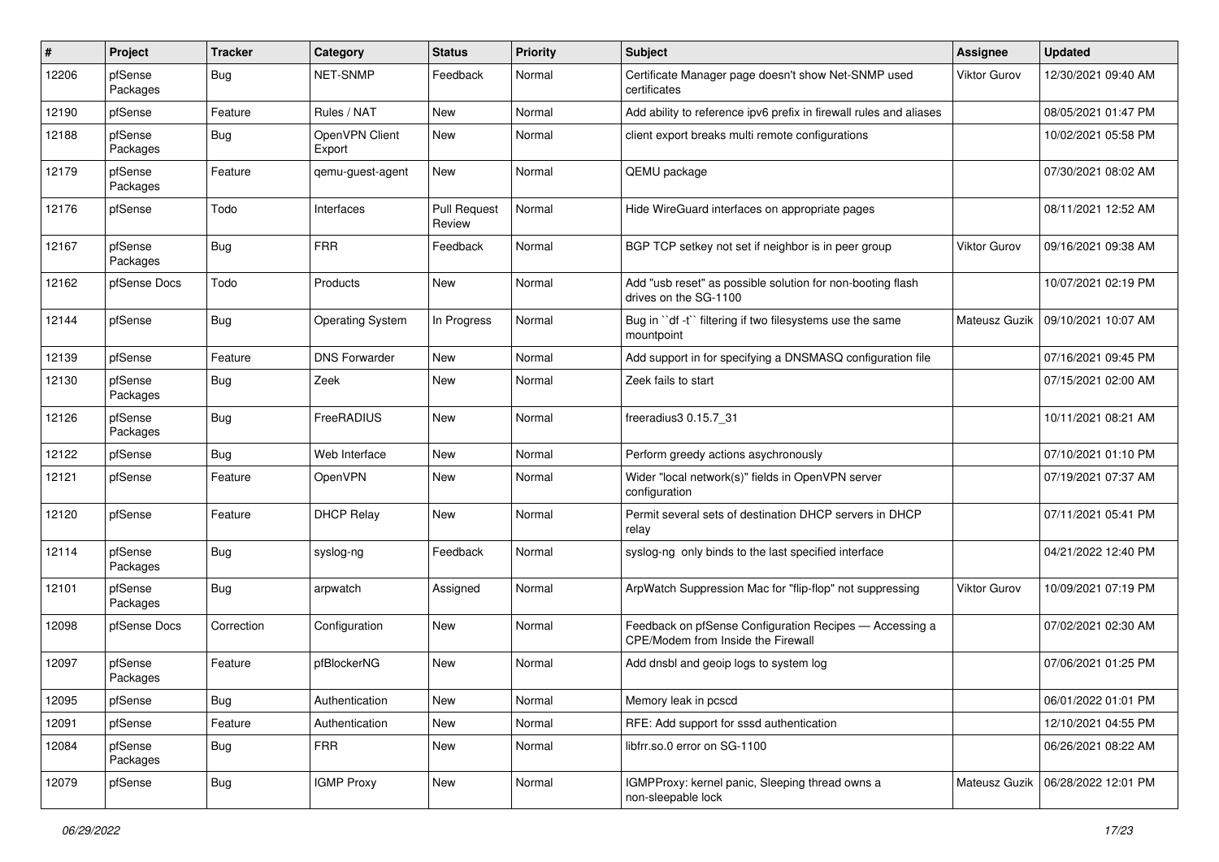| # | Project | Tracker | Category | Status | Priority | Subject | Assignee | Updated |
|---|---|---|---|---|---|---|---|---|
| 12206 | pfSense Packages | Bug | NET-SNMP | Feedback | Normal | Certificate Manager page doesn't show Net-SNMP used certificates | Viktor Gurov | 12/30/2021 09:40 AM |
| 12190 | pfSense | Feature | Rules / NAT | New | Normal | Add ability to reference ipv6 prefix in firewall rules and aliases | | 08/05/2021 01:47 PM |
| 12188 | pfSense Packages | Bug | OpenVPN Client Export | New | Normal | client export breaks multi remote configurations | | 10/02/2021 05:58 PM |
| 12179 | pfSense Packages | Feature | qemu-guest-agent | New | Normal | QEMU package | | 07/30/2021 08:02 AM |
| 12176 | pfSense | Todo | Interfaces | Pull Request Review | Normal | Hide WireGuard interfaces on appropriate pages | | 08/11/2021 12:52 AM |
| 12167 | pfSense Packages | Bug | FRR | Feedback | Normal | BGP TCP setkey not set if neighbor is in peer group | Viktor Gurov | 09/16/2021 09:38 AM |
| 12162 | pfSense Docs | Todo | Products | New | Normal | Add "usb reset" as possible solution for non-booting flash drives on the SG-1100 | | 10/07/2021 02:19 PM |
| 12144 | pfSense | Bug | Operating System | In Progress | Normal | Bug in ``df -t`` filtering if two filesystems use the same mountpoint | Mateusz Guzik | 09/10/2021 10:07 AM |
| 12139 | pfSense | Feature | DNS Forwarder | New | Normal | Add support in for specifying a DNSMASQ configuration file | | 07/16/2021 09:45 PM |
| 12130 | pfSense Packages | Bug | Zeek | New | Normal | Zeek fails to start | | 07/15/2021 02:00 AM |
| 12126 | pfSense Packages | Bug | FreeRADIUS | New | Normal | freeradius3 0.15.7_31 | | 10/11/2021 08:21 AM |
| 12122 | pfSense | Bug | Web Interface | New | Normal | Perform greedy actions asychronously | | 07/10/2021 01:10 PM |
| 12121 | pfSense | Feature | OpenVPN | New | Normal | Wider "local network(s)" fields in OpenVPN server configuration | | 07/19/2021 07:37 AM |
| 12120 | pfSense | Feature | DHCP Relay | New | Normal | Permit several sets of destination DHCP servers in DHCP relay | | 07/11/2021 05:41 PM |
| 12114 | pfSense Packages | Bug | syslog-ng | Feedback | Normal | syslog-ng only binds to the last specified interface | | 04/21/2022 12:40 PM |
| 12101 | pfSense Packages | Bug | arpwatch | Assigned | Normal | ArpWatch Suppression Mac for "flip-flop" not suppressing | Viktor Gurov | 10/09/2021 07:19 PM |
| 12098 | pfSense Docs | Correction | Configuration | New | Normal | Feedback on pfSense Configuration Recipes — Accessing a CPE/Modem from Inside the Firewall | | 07/02/2021 02:30 AM |
| 12097 | pfSense Packages | Feature | pfBlockerNG | New | Normal | Add dnsbl and geoip logs to system log | | 07/06/2021 01:25 PM |
| 12095 | pfSense | Bug | Authentication | New | Normal | Memory leak in pcscd | | 06/01/2022 01:01 PM |
| 12091 | pfSense | Feature | Authentication | New | Normal | RFE: Add support for sssd authentication | | 12/10/2021 04:55 PM |
| 12084 | pfSense Packages | Bug | FRR | New | Normal | libfrr.so.0 error on SG-1100 | | 06/26/2021 08:22 AM |
| 12079 | pfSense | Bug | IGMP Proxy | New | Normal | IGMPProxy: kernel panic, Sleeping thread owns a non-sleepable lock | Mateusz Guzik | 06/28/2022 12:01 PM |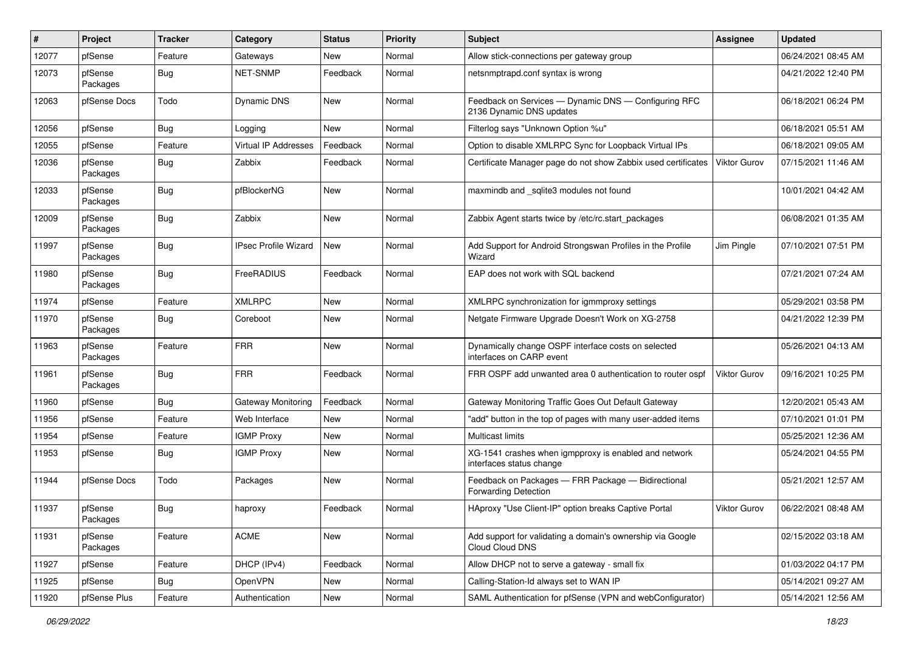| # | Project | Tracker | Category | Status | Priority | Subject | Assignee | Updated |
|---|---|---|---|---|---|---|---|---|
| 12077 | pfSense | Feature | Gateways | New | Normal | Allow stick-connections per gateway group | | 06/24/2021 08:45 AM |
| 12073 | pfSense Packages | Bug | NET-SNMP | Feedback | Normal | netsnmptrapd.conf syntax is wrong | | 04/21/2022 12:40 PM |
| 12063 | pfSense Docs | Todo | Dynamic DNS | New | Normal | Feedback on Services — Dynamic DNS — Configuring RFC 2136 Dynamic DNS updates | | 06/18/2021 06:24 PM |
| 12056 | pfSense | Bug | Logging | New | Normal | Filterlog says "Unknown Option %u" | | 06/18/2021 05:51 AM |
| 12055 | pfSense | Feature | Virtual IP Addresses | Feedback | Normal | Option to disable XMLRPC Sync for Loopback Virtual IPs | | 06/18/2021 09:05 AM |
| 12036 | pfSense Packages | Bug | Zabbix | Feedback | Normal | Certificate Manager page do not show Zabbix used certificates | Viktor Gurov | 07/15/2021 11:46 AM |
| 12033 | pfSense Packages | Bug | pfBlockerNG | New | Normal | maxmindb and _sqlite3 modules not found | | 10/01/2021 04:42 AM |
| 12009 | pfSense Packages | Bug | Zabbix | New | Normal | Zabbix Agent starts twice by /etc/rc.start_packages | | 06/08/2021 01:35 AM |
| 11997 | pfSense Packages | Bug | IPsec Profile Wizard | New | Normal | Add Support for Android Strongswan Profiles in the Profile Wizard | Jim Pingle | 07/10/2021 07:51 PM |
| 11980 | pfSense Packages | Bug | FreeRADIUS | Feedback | Normal | EAP does not work with SQL backend | | 07/21/2021 07:24 AM |
| 11974 | pfSense | Feature | XMLRPC | New | Normal | XMLRPC synchronization for igmmproxy settings | | 05/29/2021 03:58 PM |
| 11970 | pfSense Packages | Bug | Coreboot | New | Normal | Netgate Firmware Upgrade Doesn't Work on XG-2758 | | 04/21/2022 12:39 PM |
| 11963 | pfSense Packages | Feature | FRR | New | Normal | Dynamically change OSPF interface costs on selected interfaces on CARP event | | 05/26/2021 04:13 AM |
| 11961 | pfSense Packages | Bug | FRR | Feedback | Normal | FRR OSPF add unwanted area 0 authentication to router ospf | Viktor Gurov | 09/16/2021 10:25 PM |
| 11960 | pfSense | Bug | Gateway Monitoring | Feedback | Normal | Gateway Monitoring Traffic Goes Out Default Gateway | | 12/20/2021 05:43 AM |
| 11956 | pfSense | Feature | Web Interface | New | Normal | "add" button in the top of pages with many user-added items | | 07/10/2021 01:01 PM |
| 11954 | pfSense | Feature | IGMP Proxy | New | Normal | Multicast limits | | 05/25/2021 12:36 AM |
| 11953 | pfSense | Bug | IGMP Proxy | New | Normal | XG-1541 crashes when igmpproxy is enabled and network interfaces status change | | 05/24/2021 04:55 PM |
| 11944 | pfSense Docs | Todo | Packages | New | Normal | Feedback on Packages — FRR Package — Bidirectional Forwarding Detection | | 05/21/2021 12:57 AM |
| 11937 | pfSense Packages | Bug | haproxy | Feedback | Normal | HAproxy "Use Client-IP" option breaks Captive Portal | Viktor Gurov | 06/22/2021 08:48 AM |
| 11931 | pfSense Packages | Feature | ACME | New | Normal | Add support for validating a domain's ownership via Google Cloud Cloud DNS | | 02/15/2022 03:18 AM |
| 11927 | pfSense | Feature | DHCP (IPv4) | Feedback | Normal | Allow DHCP not to serve a gateway - small fix | | 01/03/2022 04:17 PM |
| 11925 | pfSense | Bug | OpenVPN | New | Normal | Calling-Station-Id always set to WAN IP | | 05/14/2021 09:27 AM |
| 11920 | pfSense Plus | Feature | Authentication | New | Normal | SAML Authentication for pfSense (VPN and webConfigurator) | | 05/14/2021 12:56 AM |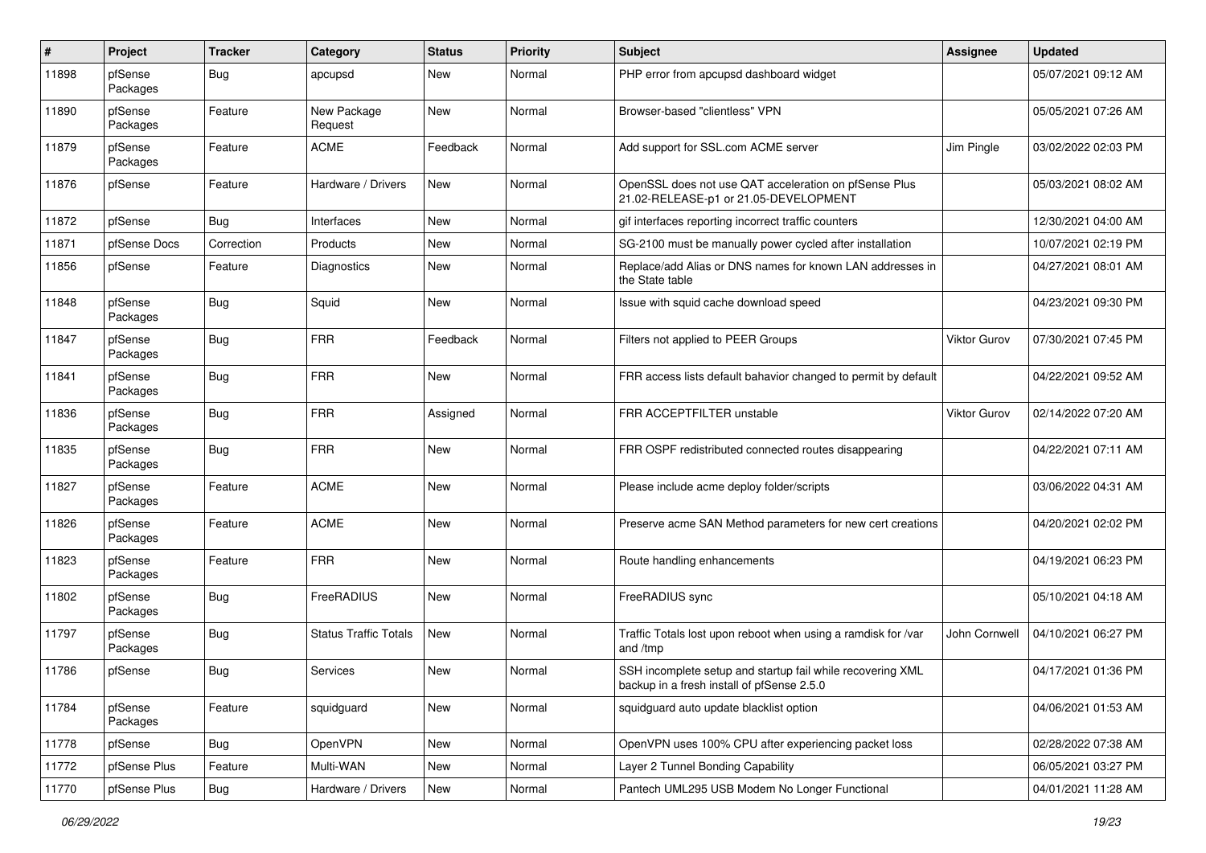| # | Project | Tracker | Category | Status | Priority | Subject | Assignee | Updated |
|---|---|---|---|---|---|---|---|---|
| 11898 | pfSense Packages | Bug | apcupsd | New | Normal | PHP error from apcupsd dashboard widget | | 05/07/2021 09:12 AM |
| 11890 | pfSense Packages | Feature | New Package Request | New | Normal | Browser-based "clientless" VPN | | 05/05/2021 07:26 AM |
| 11879 | pfSense Packages | Feature | ACME | Feedback | Normal | Add support for SSL.com ACME server | Jim Pingle | 03/02/2022 02:03 PM |
| 11876 | pfSense | Feature | Hardware / Drivers | New | Normal | OpenSSL does not use QAT acceleration on pfSense Plus 21.02-RELEASE-p1 or 21.05-DEVELOPMENT | | 05/03/2021 08:02 AM |
| 11872 | pfSense | Bug | Interfaces | New | Normal | gif interfaces reporting incorrect traffic counters | | 12/30/2021 04:00 AM |
| 11871 | pfSense Docs | Correction | Products | New | Normal | SG-2100 must be manually power cycled after installation | | 10/07/2021 02:19 PM |
| 11856 | pfSense | Feature | Diagnostics | New | Normal | Replace/add Alias or DNS names for known LAN addresses in the State table | | 04/27/2021 08:01 AM |
| 11848 | pfSense Packages | Bug | Squid | New | Normal | Issue with squid cache download speed | | 04/23/2021 09:30 PM |
| 11847 | pfSense Packages | Bug | FRR | Feedback | Normal | Filters not applied to PEER Groups | Viktor Gurov | 07/30/2021 07:45 PM |
| 11841 | pfSense Packages | Bug | FRR | New | Normal | FRR access lists default bahavior changed to permit by default | | 04/22/2021 09:52 AM |
| 11836 | pfSense Packages | Bug | FRR | Assigned | Normal | FRR ACCEPTFILTER unstable | Viktor Gurov | 02/14/2022 07:20 AM |
| 11835 | pfSense Packages | Bug | FRR | New | Normal | FRR OSPF redistributed connected routes disappearing | | 04/22/2021 07:11 AM |
| 11827 | pfSense Packages | Feature | ACME | New | Normal | Please include acme deploy folder/scripts | | 03/06/2022 04:31 AM |
| 11826 | pfSense Packages | Feature | ACME | New | Normal | Preserve acme SAN Method parameters for new cert creations | | 04/20/2021 02:02 PM |
| 11823 | pfSense Packages | Feature | FRR | New | Normal | Route handling enhancements | | 04/19/2021 06:23 PM |
| 11802 | pfSense Packages | Bug | FreeRADIUS | New | Normal | FreeRADIUS sync | | 05/10/2021 04:18 AM |
| 11797 | pfSense Packages | Bug | Status Traffic Totals | New | Normal | Traffic Totals lost upon reboot when using a ramdisk for /var and /tmp | John Cornwell | 04/10/2021 06:27 PM |
| 11786 | pfSense | Bug | Services | New | Normal | SSH incomplete setup and startup fail while recovering XML backup in a fresh install of pfSense 2.5.0 | | 04/17/2021 01:36 PM |
| 11784 | pfSense Packages | Feature | squidguard | New | Normal | squidguard auto update blacklist option | | 04/06/2021 01:53 AM |
| 11778 | pfSense | Bug | OpenVPN | New | Normal | OpenVPN uses 100% CPU after experiencing packet loss | | 02/28/2022 07:38 AM |
| 11772 | pfSense Plus | Feature | Multi-WAN | New | Normal | Layer 2 Tunnel Bonding Capability | | 06/05/2021 03:27 PM |
| 11770 | pfSense Plus | Bug | Hardware / Drivers | New | Normal | Pantech UML295 USB Modem No Longer Functional | | 04/01/2021 11:28 AM |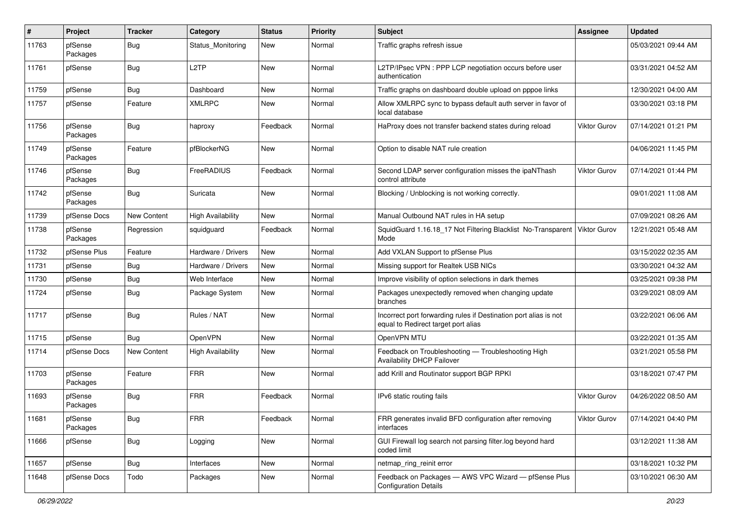| # | Project | Tracker | Category | Status | Priority | Subject | Assignee | Updated |
|---|---|---|---|---|---|---|---|---|
| 11763 | pfSense Packages | Bug | Status_Monitoring | New | Normal | Traffic graphs refresh issue | | 05/03/2021 09:44 AM |
| 11761 | pfSense | Bug | L2TP | New | Normal | L2TP/IPsec VPN : PPP LCP negotiation occurs before user authentication | | 03/31/2021 04:52 AM |
| 11759 | pfSense | Bug | Dashboard | New | Normal | Traffic graphs on dashboard double upload on pppoe links | | 12/30/2021 04:00 AM |
| 11757 | pfSense | Feature | XMLRPC | New | Normal | Allow XMLRPC sync to bypass default auth server in favor of local database | | 03/30/2021 03:18 PM |
| 11756 | pfSense Packages | Bug | haproxy | Feedback | Normal | HaProxy does not transfer backend states during reload | Viktor Gurov | 07/14/2021 01:21 PM |
| 11749 | pfSense Packages | Feature | pfBlockerNG | New | Normal | Option to disable NAT rule creation | | 04/06/2021 11:45 PM |
| 11746 | pfSense Packages | Bug | FreeRADIUS | Feedback | Normal | Second LDAP server configuration misses the ipaNThash control attribute | Viktor Gurov | 07/14/2021 01:44 PM |
| 11742 | pfSense Packages | Bug | Suricata | New | Normal | Blocking / Unblocking is not working correctly. | | 09/01/2021 11:08 AM |
| 11739 | pfSense Docs | New Content | High Availability | New | Normal | Manual Outbound NAT rules in HA setup | | 07/09/2021 08:26 AM |
| 11738 | pfSense Packages | Regression | squidguard | Feedback | Normal | SquidGuard 1.16.18_17 Not Filtering Blacklist No-Transparent Mode | Viktor Gurov | 12/21/2021 05:48 AM |
| 11732 | pfSense Plus | Feature | Hardware / Drivers | New | Normal | Add VXLAN Support to pfSense Plus | | 03/15/2022 02:35 AM |
| 11731 | pfSense | Bug | Hardware / Drivers | New | Normal | Missing support for Realtek USB NICs | | 03/30/2021 04:32 AM |
| 11730 | pfSense | Bug | Web Interface | New | Normal | Improve visibility of option selections in dark themes | | 03/25/2021 09:38 PM |
| 11724 | pfSense | Bug | Package System | New | Normal | Packages unexpectedly removed when changing update branches | | 03/29/2021 08:09 AM |
| 11717 | pfSense | Bug | Rules / NAT | New | Normal | Incorrect port forwarding rules if Destination port alias is not equal to Redirect target port alias | | 03/22/2021 06:06 AM |
| 11715 | pfSense | Bug | OpenVPN | New | Normal | OpenVPN MTU | | 03/22/2021 01:35 AM |
| 11714 | pfSense Docs | New Content | High Availability | New | Normal | Feedback on Troubleshooting — Troubleshooting High Availability DHCP Failover | | 03/21/2021 05:58 PM |
| 11703 | pfSense Packages | Feature | FRR | New | Normal | add Krill and Routinator support BGP RPKI | | 03/18/2021 07:47 PM |
| 11693 | pfSense Packages | Bug | FRR | Feedback | Normal | IPv6 static routing fails | Viktor Gurov | 04/26/2022 08:50 AM |
| 11681 | pfSense Packages | Bug | FRR | Feedback | Normal | FRR generates invalid BFD configuration after removing interfaces | Viktor Gurov | 07/14/2021 04:40 PM |
| 11666 | pfSense | Bug | Logging | New | Normal | GUI Firewall log search not parsing filter.log beyond hard coded limit | | 03/12/2021 11:38 AM |
| 11657 | pfSense | Bug | Interfaces | New | Normal | netmap_ring_reinit error | | 03/18/2021 10:32 PM |
| 11648 | pfSense Docs | Todo | Packages | New | Normal | Feedback on Packages — AWS VPC Wizard — pfSense Plus Configuration Details | | 03/10/2021 06:30 AM |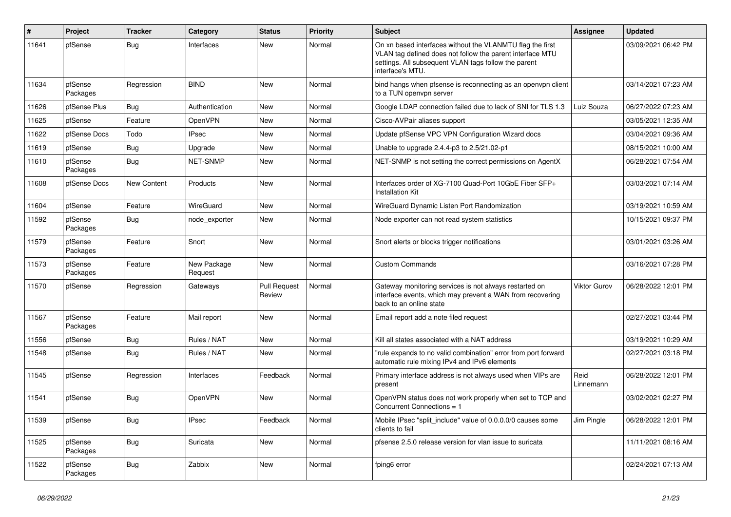| # | Project | Tracker | Category | Status | Priority | Subject | Assignee | Updated |
|---|---|---|---|---|---|---|---|---|
| 11641 | pfSense | Bug | Interfaces | New | Normal | On xn based interfaces without the VLANMTU flag the first VLAN tag defined does not follow the parent interface MTU settings. All subsequent VLAN tags follow the parent interface's MTU. | | 03/09/2021 06:42 PM |
| 11634 | pfSense Packages | Regression | BIND | New | Normal | bind hangs when pfsense is reconnecting as an openvpn client to a TUN openvpn server | | 03/14/2021 07:23 AM |
| 11626 | pfSense Plus | Bug | Authentication | New | Normal | Google LDAP connection failed due to lack of SNI for TLS 1.3 | Luiz Souza | 06/27/2022 07:23 AM |
| 11625 | pfSense | Feature | OpenVPN | New | Normal | Cisco-AVPair aliases support | | 03/05/2021 12:35 AM |
| 11622 | pfSense Docs | Todo | IPsec | New | Normal | Update pfSense VPC VPN Configuration Wizard docs | | 03/04/2021 09:36 AM |
| 11619 | pfSense | Bug | Upgrade | New | Normal | Unable to upgrade 2.4.4-p3 to 2.5/21.02-p1 | | 08/15/2021 10:00 AM |
| 11610 | pfSense Packages | Bug | NET-SNMP | New | Normal | NET-SNMP is not setting the correct permissions on AgentX | | 06/28/2021 07:54 AM |
| 11608 | pfSense Docs | New Content | Products | New | Normal | Interfaces order of XG-7100 Quad-Port 10GbE Fiber SFP+ Installation Kit | | 03/03/2021 07:14 AM |
| 11604 | pfSense | Feature | WireGuard | New | Normal | WireGuard Dynamic Listen Port Randomization | | 03/19/2021 10:59 AM |
| 11592 | pfSense Packages | Bug | node_exporter | New | Normal | Node exporter can not read system statistics | | 10/15/2021 09:37 PM |
| 11579 | pfSense Packages | Feature | Snort | New | Normal | Snort alerts or blocks trigger notifications | | 03/01/2021 03:26 AM |
| 11573 | pfSense Packages | Feature | New Package Request | New | Normal | Custom Commands | | 03/16/2021 07:28 PM |
| 11570 | pfSense | Regression | Gateways | Pull Request Review | Normal | Gateway monitoring services is not always restarted on interface events, which may prevent a WAN from recovering back to an online state | Viktor Gurov | 06/28/2022 12:01 PM |
| 11567 | pfSense Packages | Feature | Mail report | New | Normal | Email report add a note filed request | | 02/27/2021 03:44 PM |
| 11556 | pfSense | Bug | Rules / NAT | New | Normal | Kill all states associated with a NAT address | | 03/19/2021 10:29 AM |
| 11548 | pfSense | Bug | Rules / NAT | New | Normal | "rule expands to no valid combination" error from port forward automatic rule mixing IPv4 and IPv6 elements | | 02/27/2021 03:18 PM |
| 11545 | pfSense | Regression | Interfaces | Feedback | Normal | Primary interface address is not always used when VIPs are present | Reid Linnemann | 06/28/2022 12:01 PM |
| 11541 | pfSense | Bug | OpenVPN | New | Normal | OpenVPN status does not work properly when set to TCP and Concurrent Connections = 1 | | 03/02/2021 02:27 PM |
| 11539 | pfSense | Bug | IPsec | Feedback | Normal | Mobile IPsec "split_include" value of 0.0.0.0/0 causes some clients to fail | Jim Pingle | 06/28/2022 12:01 PM |
| 11525 | pfSense Packages | Bug | Suricata | New | Normal | pfsense 2.5.0 release version for vlan issue to suricata | | 11/11/2021 08:16 AM |
| 11522 | pfSense Packages | Bug | Zabbix | New | Normal | fping6 error | | 02/24/2021 07:13 AM |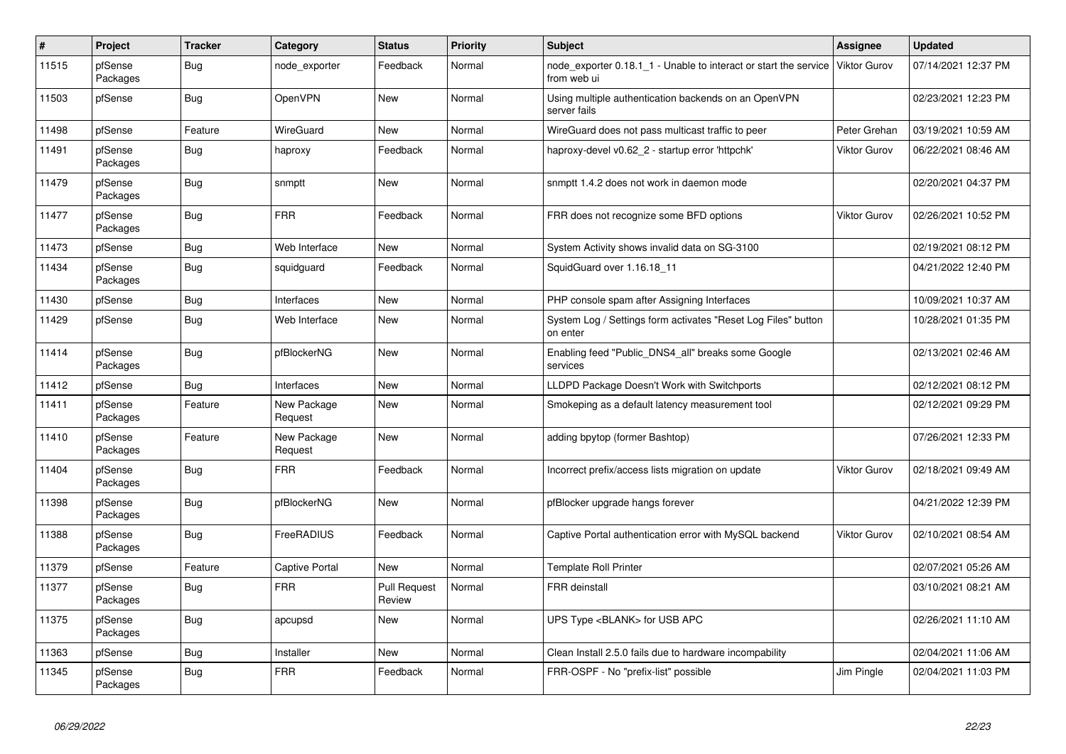| # | Project | Tracker | Category | Status | Priority | Subject | Assignee | Updated |
|---|---|---|---|---|---|---|---|---|
| 11515 | pfSense Packages | Bug | node_exporter | Feedback | Normal | node_exporter 0.18.1_1 - Unable to interact or start the service from web ui | Viktor Gurov | 07/14/2021 12:37 PM |
| 11503 | pfSense | Bug | OpenVPN | New | Normal | Using multiple authentication backends on an OpenVPN server fails | | 02/23/2021 12:23 PM |
| 11498 | pfSense | Feature | WireGuard | New | Normal | WireGuard does not pass multicast traffic to peer | Peter Grehan | 03/19/2021 10:59 AM |
| 11491 | pfSense Packages | Bug | haproxy | Feedback | Normal | haproxy-devel v0.62_2 - startup error 'httpchk' | Viktor Gurov | 06/22/2021 08:46 AM |
| 11479 | pfSense Packages | Bug | snmptt | New | Normal | snmptt 1.4.2 does not work in daemon mode | | 02/20/2021 04:37 PM |
| 11477 | pfSense Packages | Bug | FRR | Feedback | Normal | FRR does not recognize some BFD options | Viktor Gurov | 02/26/2021 10:52 PM |
| 11473 | pfSense | Bug | Web Interface | New | Normal | System Activity shows invalid data on SG-3100 | | 02/19/2021 08:12 PM |
| 11434 | pfSense Packages | Bug | squidguard | Feedback | Normal | SquidGuard over 1.16.18_11 | | 04/21/2022 12:40 PM |
| 11430 | pfSense | Bug | Interfaces | New | Normal | PHP console spam after Assigning Interfaces | | 10/09/2021 10:37 AM |
| 11429 | pfSense | Bug | Web Interface | New | Normal | System Log / Settings form activates "Reset Log Files" button on enter | | 10/28/2021 01:35 PM |
| 11414 | pfSense Packages | Bug | pfBlockerNG | New | Normal | Enabling feed "Public_DNS4_all" breaks some Google services | | 02/13/2021 02:46 AM |
| 11412 | pfSense | Bug | Interfaces | New | Normal | LLDPD Package Doesn't Work with Switchports | | 02/12/2021 08:12 PM |
| 11411 | pfSense Packages | Feature | New Package Request | New | Normal | Smokeping as a default latency measurement tool | | 02/12/2021 09:29 PM |
| 11410 | pfSense Packages | Feature | New Package Request | New | Normal | adding bpytop (former Bashtop) | | 07/26/2021 12:33 PM |
| 11404 | pfSense Packages | Bug | FRR | Feedback | Normal | Incorrect prefix/access lists migration on update | Viktor Gurov | 02/18/2021 09:49 AM |
| 11398 | pfSense Packages | Bug | pfBlockerNG | New | Normal | pfBlocker upgrade hangs forever | | 04/21/2022 12:39 PM |
| 11388 | pfSense Packages | Bug | FreeRADIUS | Feedback | Normal | Captive Portal authentication error with MySQL backend | Viktor Gurov | 02/10/2021 08:54 AM |
| 11379 | pfSense | Feature | Captive Portal | New | Normal | Template Roll Printer | | 02/07/2021 05:26 AM |
| 11377 | pfSense Packages | Bug | FRR | Pull Request Review | Normal | FRR deinstall | | 03/10/2021 08:21 AM |
| 11375 | pfSense Packages | Bug | apcupsd | New | Normal | UPS Type <BLANK> for USB APC | | 02/26/2021 11:10 AM |
| 11363 | pfSense | Bug | Installer | New | Normal | Clean Install 2.5.0 fails due to hardware incompability | | 02/04/2021 11:06 AM |
| 11345 | pfSense Packages | Bug | FRR | Feedback | Normal | FRR-OSPF - No "prefix-list" possible | Jim Pingle | 02/04/2021 11:03 PM |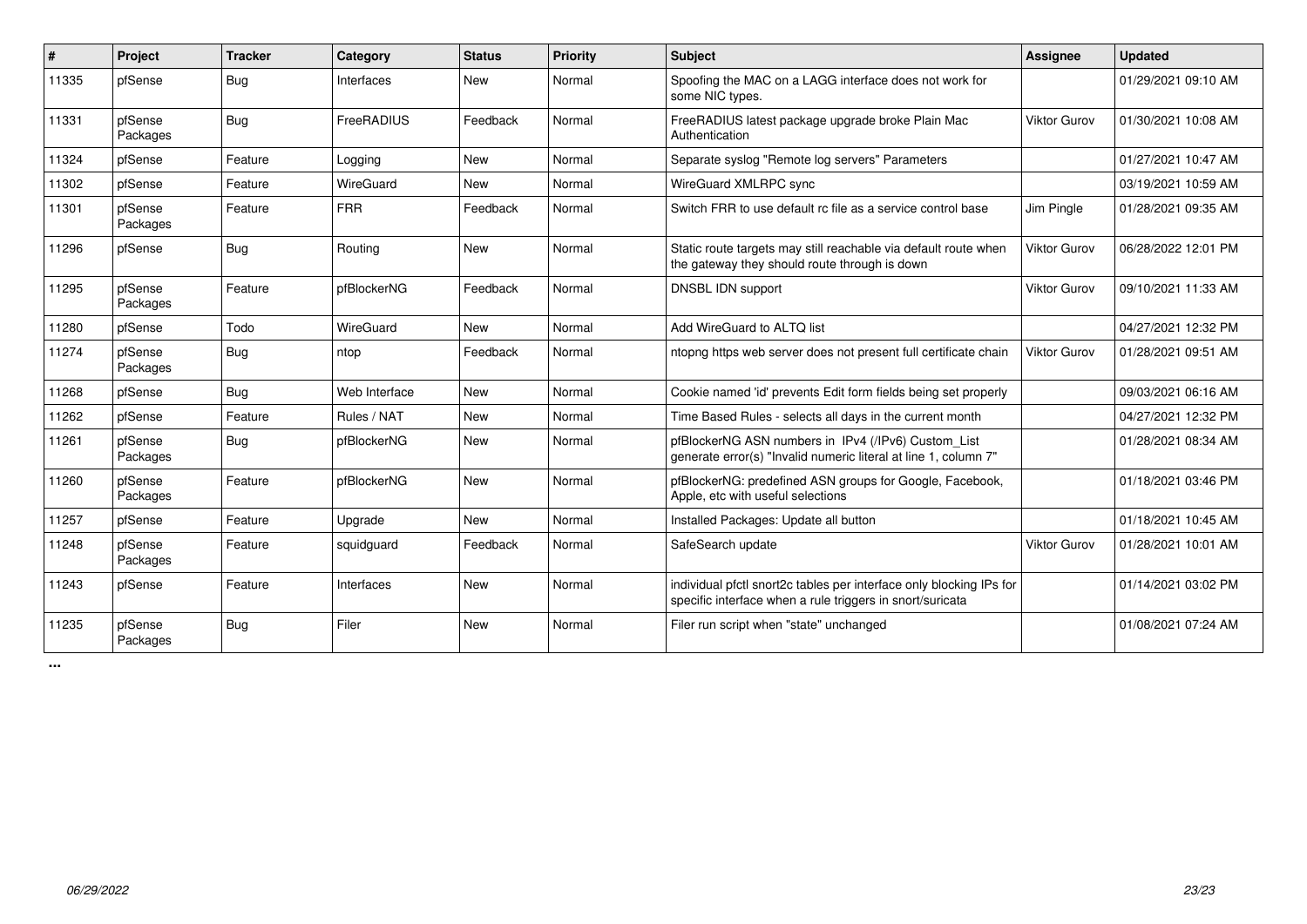| # | Project | Tracker | Category | Status | Priority | Subject | Assignee | Updated |
|---|---|---|---|---|---|---|---|---|
| 11335 | pfSense | Bug | Interfaces | New | Normal | Spoofing the MAC on a LAGG interface does not work for some NIC types. | | 01/29/2021 09:10 AM |
| 11331 | pfSense Packages | Bug | FreeRADIUS | Feedback | Normal | FreeRADIUS latest package upgrade broke Plain Mac Authentication | Viktor Gurov | 01/30/2021 10:08 AM |
| 11324 | pfSense | Feature | Logging | New | Normal | Separate syslog "Remote log servers" Parameters | | 01/27/2021 10:47 AM |
| 11302 | pfSense | Feature | WireGuard | New | Normal | WireGuard XMLRPC sync | | 03/19/2021 10:59 AM |
| 11301 | pfSense Packages | Feature | FRR | Feedback | Normal | Switch FRR to use default rc file as a service control base | Jim Pingle | 01/28/2021 09:35 AM |
| 11296 | pfSense | Bug | Routing | New | Normal | Static route targets may still reachable via default route when the gateway they should route through is down | Viktor Gurov | 06/28/2022 12:01 PM |
| 11295 | pfSense Packages | Feature | pfBlockerNG | Feedback | Normal | DNSBL IDN support | Viktor Gurov | 09/10/2021 11:33 AM |
| 11280 | pfSense | Todo | WireGuard | New | Normal | Add WireGuard to ALTQ list | | 04/27/2021 12:32 PM |
| 11274 | pfSense Packages | Bug | ntop | Feedback | Normal | ntopng https web server does not present full certificate chain | Viktor Gurov | 01/28/2021 09:51 AM |
| 11268 | pfSense | Bug | Web Interface | New | Normal | Cookie named 'id' prevents Edit form fields being set properly | | 09/03/2021 06:16 AM |
| 11262 | pfSense | Feature | Rules / NAT | New | Normal | Time Based Rules - selects all days in the current month | | 04/27/2021 12:32 PM |
| 11261 | pfSense Packages | Bug | pfBlockerNG | New | Normal | pfBlockerNG ASN numbers in IPv4 (/IPv6) Custom_List generate error(s) "Invalid numeric literal at line 1, column 7" | | 01/28/2021 08:34 AM |
| 11260 | pfSense Packages | Feature | pfBlockerNG | New | Normal | pfBlockerNG: predefined ASN groups for Google, Facebook, Apple, etc with useful selections | | 01/18/2021 03:46 PM |
| 11257 | pfSense | Feature | Upgrade | New | Normal | Installed Packages: Update all button | | 01/18/2021 10:45 AM |
| 11248 | pfSense Packages | Feature | squidguard | Feedback | Normal | SafeSearch update | Viktor Gurov | 01/28/2021 10:01 AM |
| 11243 | pfSense | Feature | Interfaces | New | Normal | individual pfctl snort2c tables per interface only blocking IPs for specific interface when a rule triggers in snort/suricata | | 01/14/2021 03:02 PM |
| 11235 | pfSense Packages | Bug | Filer | New | Normal | Filer run script when "state" unchanged | | 01/08/2021 07:24 AM |

...